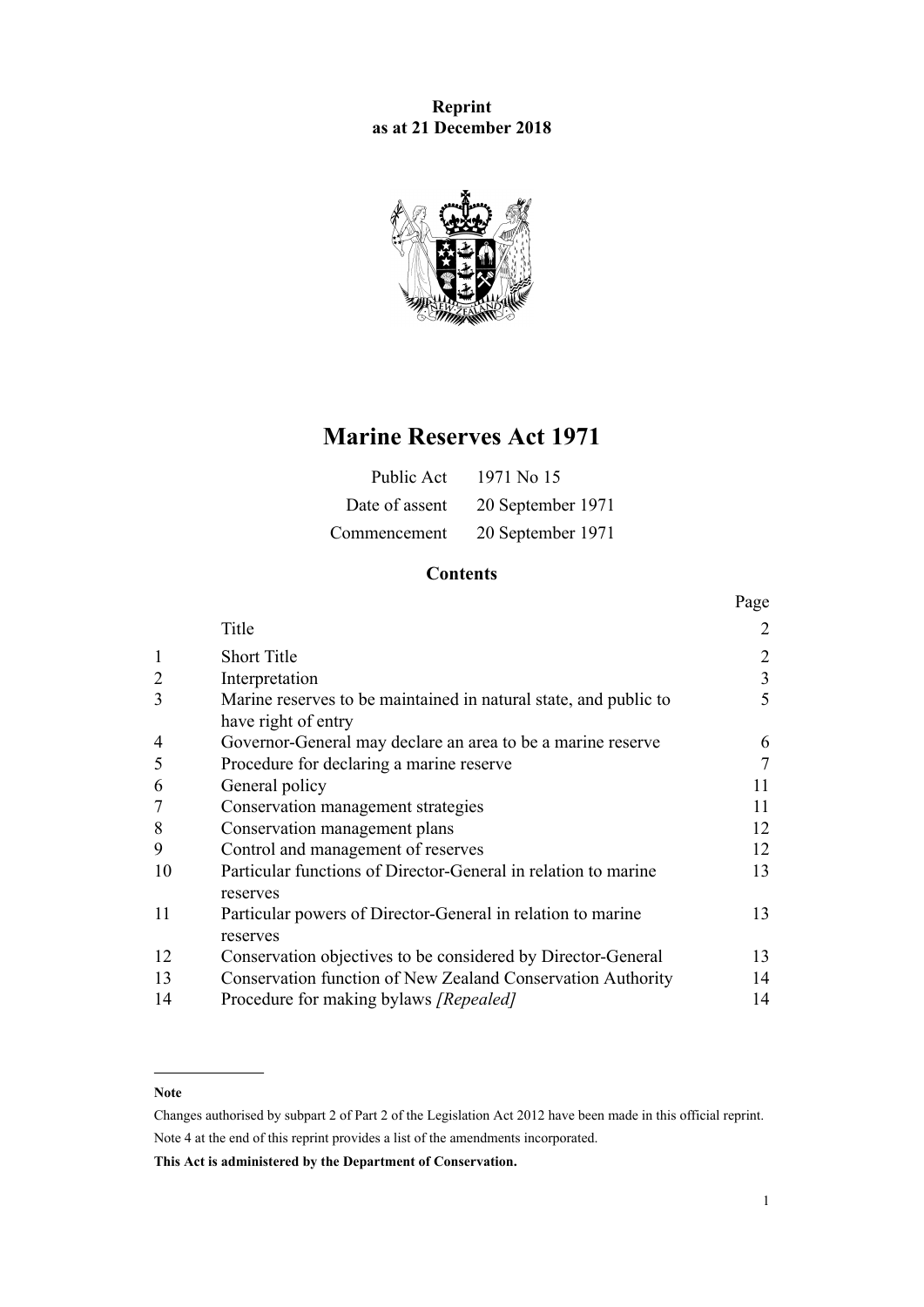**Reprint as at 21 December 2018**

# Marine Reserves Act 1971

| | |
|---|---|
| Public Act | 1971 No 15 |
| Date of assent | 20 September 1971 |
| Commencement | 20 September 1971 |

## Contents

| | | Page |
|---|---|---|
| | Title | 2 |
| 1 | Short Title | 2 |
| 2 | Interpretation | 3 |
| 3 | Marine reserves to be maintained in natural state, and public to have right of entry | 5 |
| 4 | Governor-General may declare an area to be a marine reserve | 6 |
| 5 | Procedure for declaring a marine reserve | 7 |
| 6 | General policy | 11 |
| 7 | Conservation management strategies | 11 |
| 8 | Conservation management plans | 12 |
| 9 | Control and management of reserves | 12 |
| 10 | Particular functions of Director-General in relation to marine reserves | 13 |
| 11 | Particular powers of Director-General in relation to marine reserves | 13 |
| 12 | Conservation objectives to be considered by Director-General | 13 |
| 13 | Conservation function of New Zealand Conservation Authority | 14 |
| 14 | Procedure for making bylaws *[Repealed]* | 14 |

---

**Note**

Changes authorised by subpart 2 of Part 2 of the Legislation Act 2012 have been made in this official reprint.

Note 4 at the end of this reprint provides a list of the amendments incorporated.

**This Act is administered by the Department of Conservation.**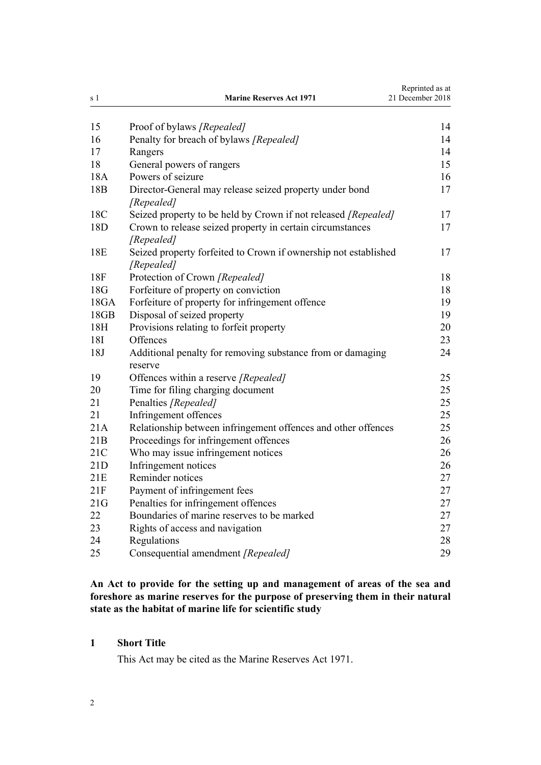| | | |
|---|---|---|
| 15 | Proof of bylaws *[Repealed]* | 14 |
| 16 | Penalty for breach of bylaws *[Repealed]* | 14 |
| 17 | Rangers | 14 |
| 18 | General powers of rangers | 15 |
| 18A | Powers of seizure | 16 |
| 18B | Director-General may release seized property under bond *[Repealed]* | 17 |
| 18C | Seized property to be held by Crown if not released *[Repealed]* | 17 |
| 18D | Crown to release seized property in certain circumstances *[Repealed]* | 17 |
| 18E | Seized property forfeited to Crown if ownership not established *[Repealed]* | 17 |
| 18F | Protection of Crown *[Repealed]* | 18 |
| 18G | Forfeiture of property on conviction | 18 |
| 18GA | Forfeiture of property for infringement offence | 19 |
| 18GB | Disposal of seized property | 19 |
| 18H | Provisions relating to forfeit property | 20 |
| 18I | Offences | 23 |
| 18J | Additional penalty for removing substance from or damaging reserve | 24 |
| 19 | Offences within a reserve *[Repealed]* | 25 |
| 20 | Time for filing charging document | 25 |
| 21 | Penalties *[Repealed]* | 25 |
| 21 | Infringement offences | 25 |
| 21A | Relationship between infringement offences and other offences | 25 |
| 21B | Proceedings for infringement offences | 26 |
| 21C | Who may issue infringement notices | 26 |
| 21D | Infringement notices | 26 |
| 21E | Reminder notices | 27 |
| 21F | Payment of infringement fees | 27 |
| 21G | Penalties for infringement offences | 27 |
| 22 | Boundaries of marine reserves to be marked | 27 |
| 23 | Rights of access and navigation | 27 |
| 24 | Regulations | 28 |
| 25 | Consequential amendment *[Repealed]* | 29 |

**An Act to provide for the setting up and management of areas of the sea and foreshore as marine reserves for the purpose of preserving them in their natural state as the habitat of marine life for scientific study**

## 1 Short Title

This Act may be cited as the Marine Reserves Act 1971.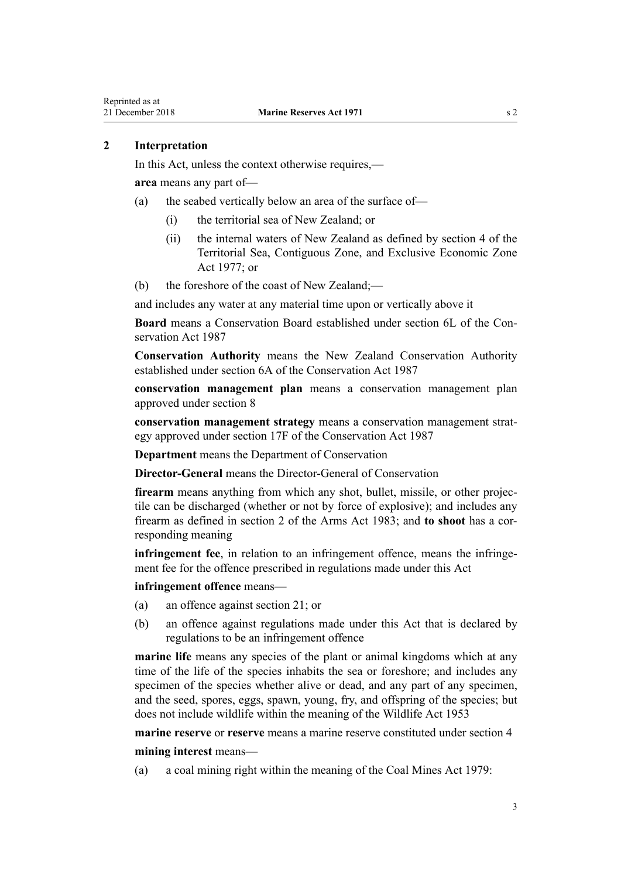## 2 Interpretation

In this Act, unless the context otherwise requires,—

**area** means any part of—

- (a) the seabed vertically below an area of the surface of—
  - (i) the territorial sea of New Zealand; or
  - (ii) the internal waters of New Zealand as defined by section 4 of the Territorial Sea, Contiguous Zone, and Exclusive Economic Zone Act 1977; or
- (b) the foreshore of the coast of New Zealand;—

and includes any water at any material time upon or vertically above it

**Board** means a Conservation Board established under section 6L of the Conservation Act 1987

**Conservation Authority** means the New Zealand Conservation Authority established under section 6A of the Conservation Act 1987

**conservation management plan** means a conservation management plan approved under section 8

**conservation management strategy** means a conservation management strategy approved under section 17F of the Conservation Act 1987

**Department** means the Department of Conservation

**Director-General** means the Director-General of Conservation

**firearm** means anything from which any shot, bullet, missile, or other projectile can be discharged (whether or not by force of explosive); and includes any firearm as defined in section 2 of the Arms Act 1983; and **to shoot** has a corresponding meaning

**infringement fee**, in relation to an infringement offence, means the infringement fee for the offence prescribed in regulations made under this Act

**infringement offence** means—

- (a) an offence against section 21; or
- (b) an offence against regulations made under this Act that is declared by regulations to be an infringement offence

**marine life** means any species of the plant or animal kingdoms which at any time of the life of the species inhabits the sea or foreshore; and includes any specimen of the species whether alive or dead, and any part of any specimen, and the seed, spores, eggs, spawn, young, fry, and offspring of the species; but does not include wildlife within the meaning of the Wildlife Act 1953

**marine reserve** or **reserve** means a marine reserve constituted under section 4

**mining interest** means—

- (a) a coal mining right within the meaning of the Coal Mines Act 1979: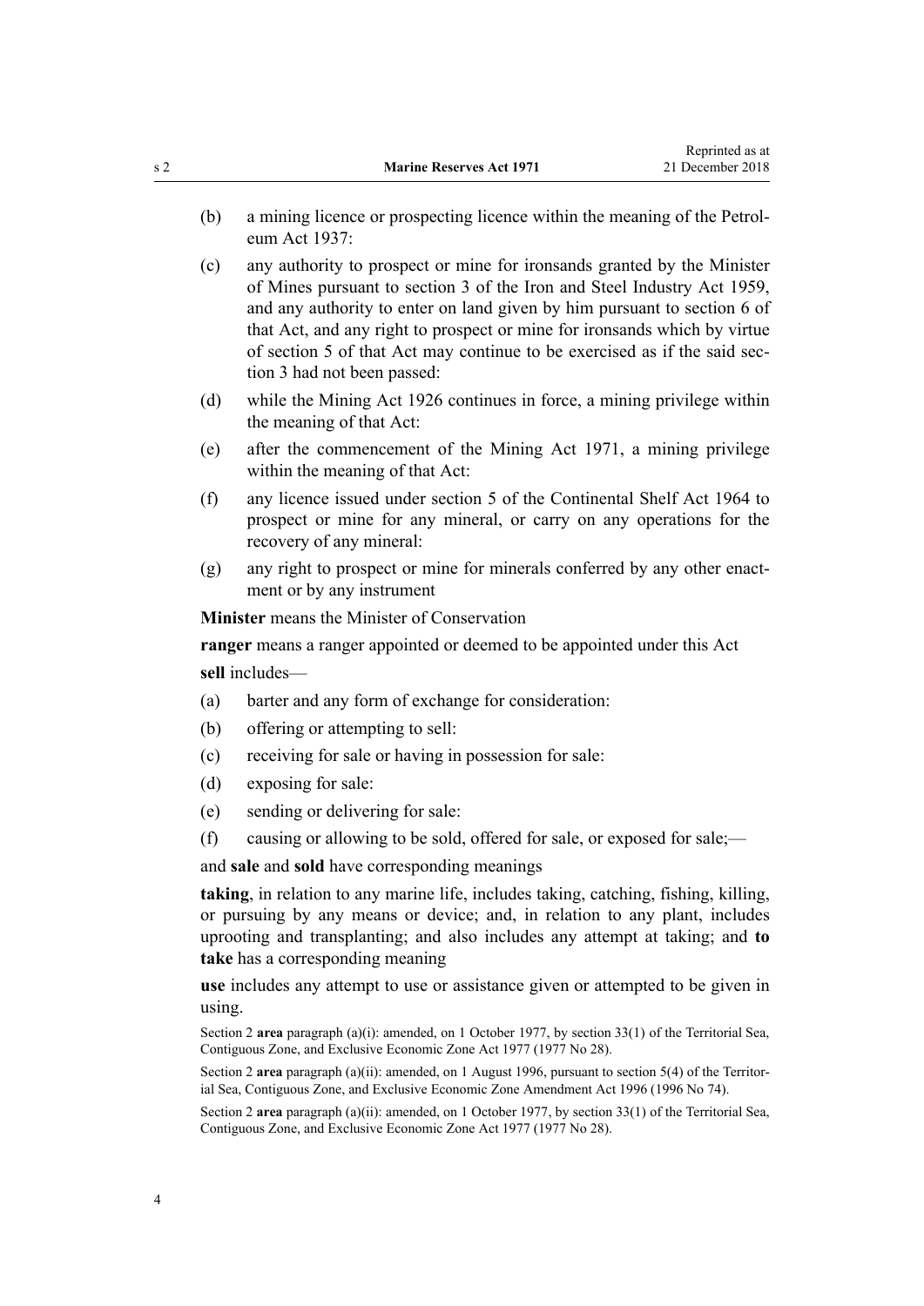(b) a mining licence or prospecting licence within the meaning of the Petroleum Act 1937:

(c) any authority to prospect or mine for ironsands granted by the Minister of Mines pursuant to section 3 of the Iron and Steel Industry Act 1959, and any authority to enter on land given by him pursuant to section 6 of that Act, and any right to prospect or mine for ironsands which by virtue of section 5 of that Act may continue to be exercised as if the said section 3 had not been passed:

(d) while the Mining Act 1926 continues in force, a mining privilege within the meaning of that Act:

(e) after the commencement of the Mining Act 1971, a mining privilege within the meaning of that Act:

(f) any licence issued under section 5 of the Continental Shelf Act 1964 to prospect or mine for any mineral, or carry on any operations for the recovery of any mineral:

(g) any right to prospect or mine for minerals conferred by any other enactment or by any instrument

**Minister** means the Minister of Conservation

**ranger** means a ranger appointed or deemed to be appointed under this Act

**sell** includes—

(a) barter and any form of exchange for consideration:

(b) offering or attempting to sell:

(c) receiving for sale or having in possession for sale:

(d) exposing for sale:

(e) sending or delivering for sale:

(f) causing or allowing to be sold, offered for sale, or exposed for sale;—

and **sale** and **sold** have corresponding meanings

**taking**, in relation to any marine life, includes taking, catching, fishing, killing, or pursuing by any means or device; and, in relation to any plant, includes uprooting and transplanting; and also includes any attempt at taking; and **to take** has a corresponding meaning

**use** includes any attempt to use or assistance given or attempted to be given in using.

Section 2 **area** paragraph (a)(i): amended, on 1 October 1977, by section 33(1) of the Territorial Sea, Contiguous Zone, and Exclusive Economic Zone Act 1977 (1977 No 28).

Section 2 **area** paragraph (a)(ii): amended, on 1 August 1996, pursuant to section 5(4) of the Territorial Sea, Contiguous Zone, and Exclusive Economic Zone Amendment Act 1996 (1996 No 74).

Section 2 **area** paragraph (a)(ii): amended, on 1 October 1977, by section 33(1) of the Territorial Sea, Contiguous Zone, and Exclusive Economic Zone Act 1977 (1977 No 28).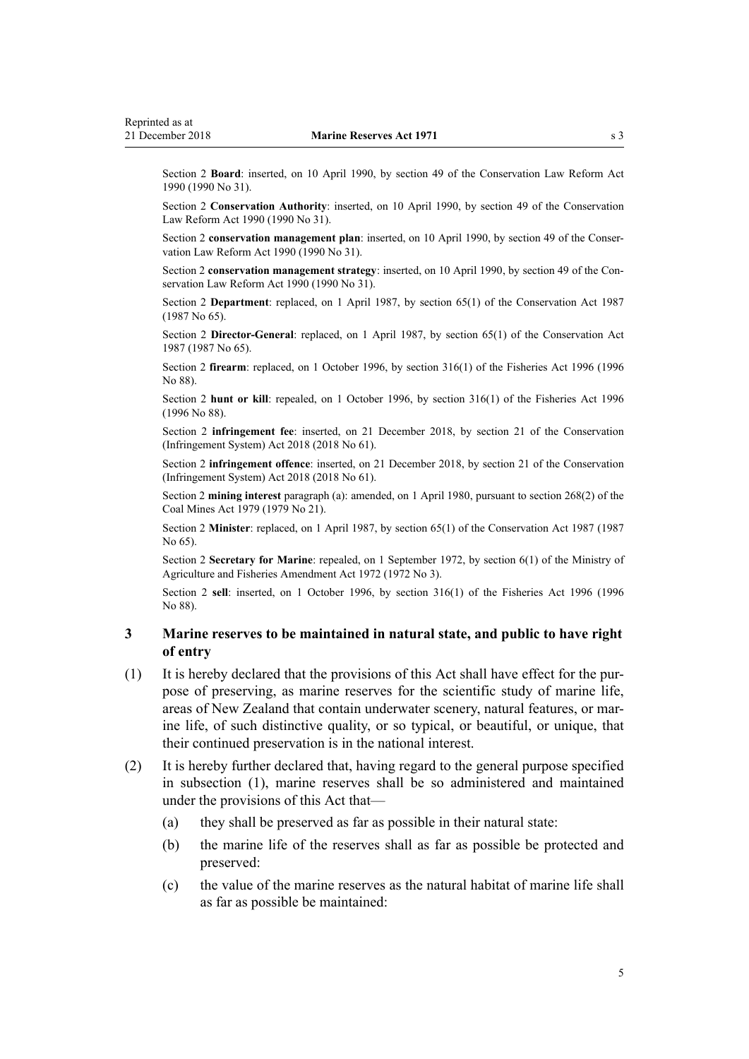Section 2 **Board**: inserted, on 10 April 1990, by section 49 of the Conservation Law Reform Act 1990 (1990 No 31).

Section 2 **Conservation Authority**: inserted, on 10 April 1990, by section 49 of the Conservation Law Reform Act 1990 (1990 No 31).

Section 2 **conservation management plan**: inserted, on 10 April 1990, by section 49 of the Conservation Law Reform Act 1990 (1990 No 31).

Section 2 **conservation management strategy**: inserted, on 10 April 1990, by section 49 of the Conservation Law Reform Act 1990 (1990 No 31).

Section 2 **Department**: replaced, on 1 April 1987, by section 65(1) of the Conservation Act 1987 (1987 No 65).

Section 2 **Director-General**: replaced, on 1 April 1987, by section 65(1) of the Conservation Act 1987 (1987 No 65).

Section 2 **firearm**: replaced, on 1 October 1996, by section 316(1) of the Fisheries Act 1996 (1996 No 88).

Section 2 **hunt or kill**: repealed, on 1 October 1996, by section 316(1) of the Fisheries Act 1996 (1996 No 88).

Section 2 **infringement fee**: inserted, on 21 December 2018, by section 21 of the Conservation (Infringement System) Act 2018 (2018 No 61).

Section 2 **infringement offence**: inserted, on 21 December 2018, by section 21 of the Conservation (Infringement System) Act 2018 (2018 No 61).

Section 2 **mining interest** paragraph (a): amended, on 1 April 1980, pursuant to section 268(2) of the Coal Mines Act 1979 (1979 No 21).

Section 2 **Minister**: replaced, on 1 April 1987, by section 65(1) of the Conservation Act 1987 (1987 No 65).

Section 2 **Secretary for Marine**: repealed, on 1 September 1972, by section 6(1) of the Ministry of Agriculture and Fisheries Amendment Act 1972 (1972 No 3).

Section 2 **sell**: inserted, on 1 October 1996, by section 316(1) of the Fisheries Act 1996 (1996 No 88).

### 3 Marine reserves to be maintained in natural state, and public to have right of entry

(1) It is hereby declared that the provisions of this Act shall have effect for the purpose of preserving, as marine reserves for the scientific study of marine life, areas of New Zealand that contain underwater scenery, natural features, or marine life, of such distinctive quality, or so typical, or beautiful, or unique, that their continued preservation is in the national interest.

(2) It is hereby further declared that, having regard to the general purpose specified in subsection (1), marine reserves shall be so administered and maintained under the provisions of this Act that—

- (a) they shall be preserved as far as possible in their natural state:
- (b) the marine life of the reserves shall as far as possible be protected and preserved:
- (c) the value of the marine reserves as the natural habitat of marine life shall as far as possible be maintained: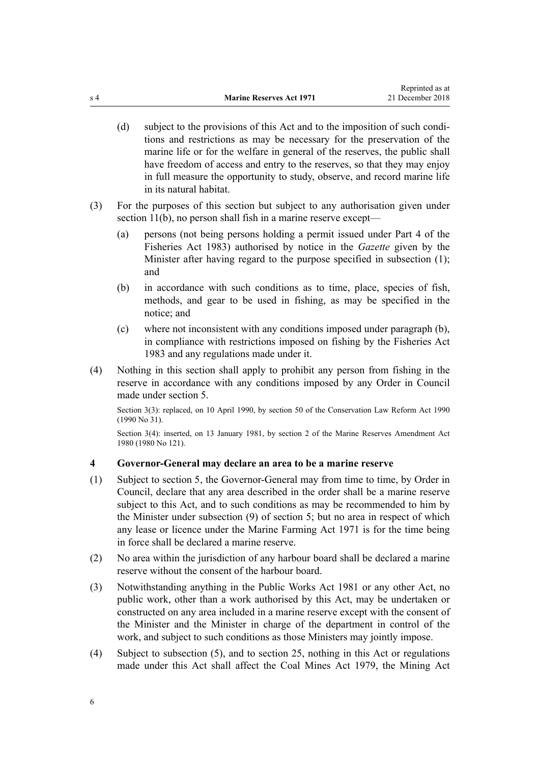(d) subject to the provisions of this Act and to the imposition of such conditions and restrictions as may be necessary for the preservation of the marine life or for the welfare in general of the reserves, the public shall have freedom of access and entry to the reserves, so that they may enjoy in full measure the opportunity to study, observe, and record marine life in its natural habitat.

(3) For the purposes of this section but subject to any authorisation given under section 11(b), no person shall fish in a marine reserve except—

(a) persons (not being persons holding a permit issued under Part 4 of the Fisheries Act 1983) authorised by notice in the *Gazette* given by the Minister after having regard to the purpose specified in subsection (1); and

(b) in accordance with such conditions as to time, place, species of fish, methods, and gear to be used in fishing, as may be specified in the notice; and

(c) where not inconsistent with any conditions imposed under paragraph (b), in compliance with restrictions imposed on fishing by the Fisheries Act 1983 and any regulations made under it.

(4) Nothing in this section shall apply to prohibit any person from fishing in the reserve in accordance with any conditions imposed by any Order in Council made under section 5.

Section 3(3): replaced, on 10 April 1990, by section 50 of the Conservation Law Reform Act 1990 (1990 No 31).

Section 3(4): inserted, on 13 January 1981, by section 2 of the Marine Reserves Amendment Act 1980 (1980 No 121).

### 4 Governor-General may declare an area to be a marine reserve

(1) Subject to section 5, the Governor-General may from time to time, by Order in Council, declare that any area described in the order shall be a marine reserve subject to this Act, and to such conditions as may be recommended to him by the Minister under subsection (9) of section 5; but no area in respect of which any lease or licence under the Marine Farming Act 1971 is for the time being in force shall be declared a marine reserve.

(2) No area within the jurisdiction of any harbour board shall be declared a marine reserve without the consent of the harbour board.

(3) Notwithstanding anything in the Public Works Act 1981 or any other Act, no public work, other than a work authorised by this Act, may be undertaken or constructed on any area included in a marine reserve except with the consent of the Minister and the Minister in charge of the department in control of the work, and subject to such conditions as those Ministers may jointly impose.

(4) Subject to subsection (5), and to section 25, nothing in this Act or regulations made under this Act shall affect the Coal Mines Act 1979, the Mining Act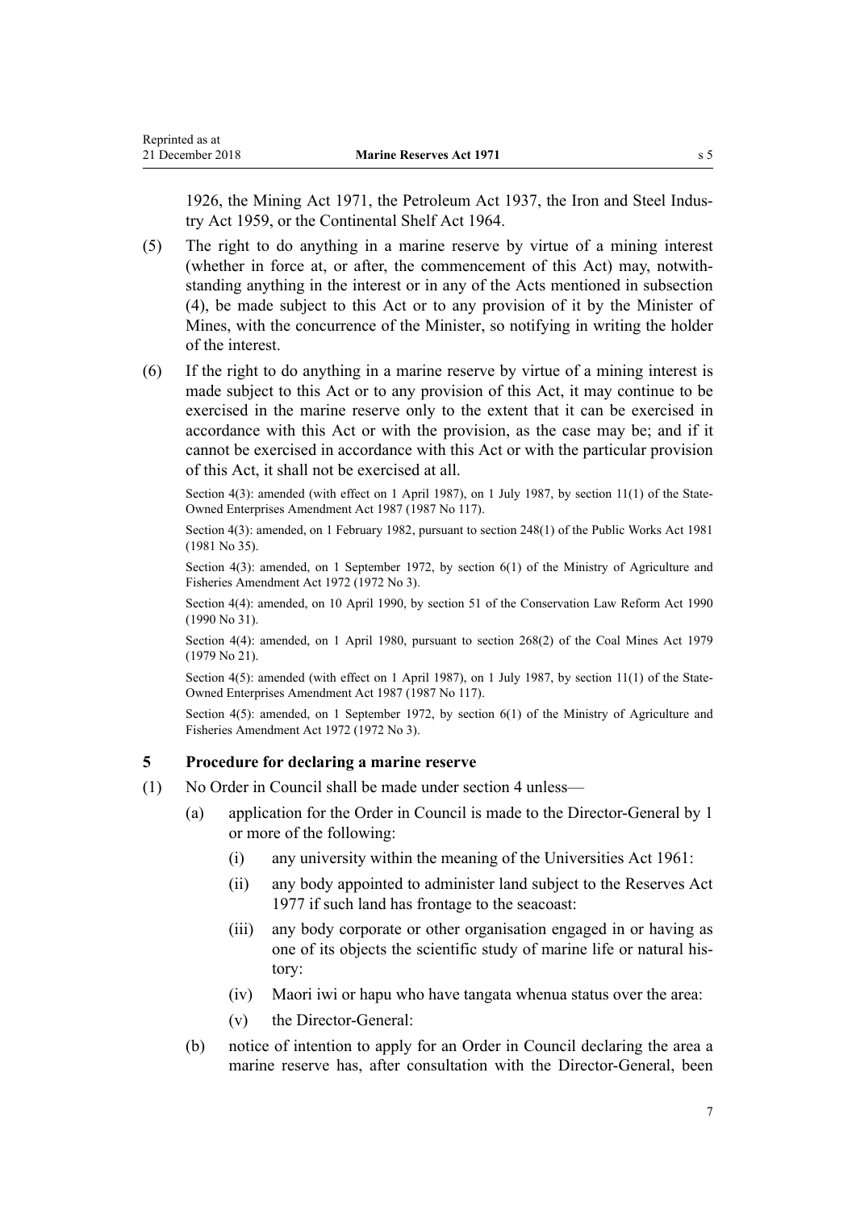1926, the Mining Act 1971, the Petroleum Act 1937, the Iron and Steel Industry Act 1959, or the Continental Shelf Act 1964.

(5) The right to do anything in a marine reserve by virtue of a mining interest (whether in force at, or after, the commencement of this Act) may, notwithstanding anything in the interest or in any of the Acts mentioned in subsection (4), be made subject to this Act or to any provision of it by the Minister of Mines, with the concurrence of the Minister, so notifying in writing the holder of the interest.

(6) If the right to do anything in a marine reserve by virtue of a mining interest is made subject to this Act or to any provision of this Act, it may continue to be exercised in the marine reserve only to the extent that it can be exercised in accordance with this Act or with the provision, as the case may be; and if it cannot be exercised in accordance with this Act or with the particular provision of this Act, it shall not be exercised at all.

Section 4(3): amended (with effect on 1 April 1987), on 1 July 1987, by section 11(1) of the State-Owned Enterprises Amendment Act 1987 (1987 No 117).

Section 4(3): amended, on 1 February 1982, pursuant to section 248(1) of the Public Works Act 1981 (1981 No 35).

Section 4(3): amended, on 1 September 1972, by section 6(1) of the Ministry of Agriculture and Fisheries Amendment Act 1972 (1972 No 3).

Section 4(4): amended, on 10 April 1990, by section 51 of the Conservation Law Reform Act 1990 (1990 No 31).

Section 4(4): amended, on 1 April 1980, pursuant to section 268(2) of the Coal Mines Act 1979 (1979 No 21).

Section 4(5): amended (with effect on 1 April 1987), on 1 July 1987, by section 11(1) of the State-Owned Enterprises Amendment Act 1987 (1987 No 117).

Section 4(5): amended, on 1 September 1972, by section 6(1) of the Ministry of Agriculture and Fisheries Amendment Act 1972 (1972 No 3).

### 5 Procedure for declaring a marine reserve

(1) No Order in Council shall be made under section 4 unless—

(a) application for the Order in Council is made to the Director-General by 1 or more of the following:

(i) any university within the meaning of the Universities Act 1961:

(ii) any body appointed to administer land subject to the Reserves Act 1977 if such land has frontage to the seacoast:

(iii) any body corporate or other organisation engaged in or having as one of its objects the scientific study of marine life or natural history:

(iv) Maori iwi or hapu who have tangata whenua status over the area:

(v) the Director-General:

(b) notice of intention to apply for an Order in Council declaring the area a marine reserve has, after consultation with the Director-General, been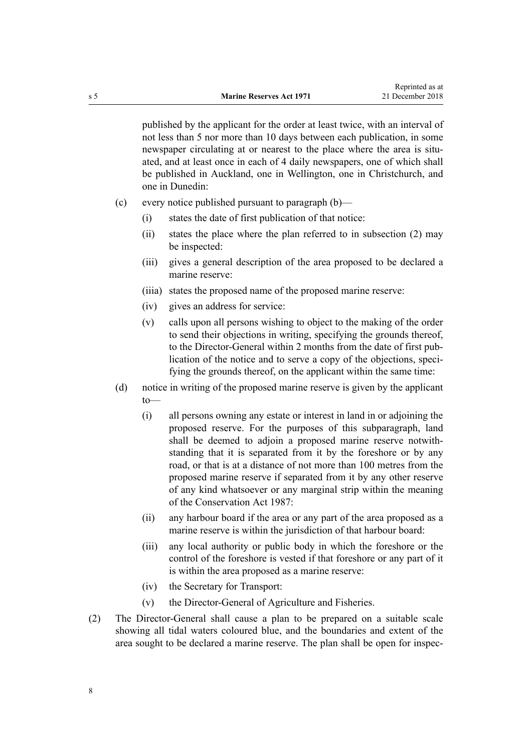published by the applicant for the order at least twice, with an interval of not less than 5 nor more than 10 days between each publication, in some newspaper circulating at or nearest to the place where the area is situated, and at least once in each of 4 daily newspapers, one of which shall be published in Auckland, one in Wellington, one in Christchurch, and one in Dunedin:

(c) every notice published pursuant to paragraph (b)—

(i) states the date of first publication of that notice:

(ii) states the place where the plan referred to in subsection (2) may be inspected:

(iii) gives a general description of the area proposed to be declared a marine reserve:

(iiia) states the proposed name of the proposed marine reserve:

(iv) gives an address for service:

(v) calls upon all persons wishing to object to the making of the order to send their objections in writing, specifying the grounds thereof, to the Director-General within 2 months from the date of first publication of the notice and to serve a copy of the objections, specifying the grounds thereof, on the applicant within the same time:

(d) notice in writing of the proposed marine reserve is given by the applicant to—

(i) all persons owning any estate or interest in land in or adjoining the proposed reserve. For the purposes of this subparagraph, land shall be deemed to adjoin a proposed marine reserve notwithstanding that it is separated from it by the foreshore or by any road, or that is at a distance of not more than 100 metres from the proposed marine reserve if separated from it by any other reserve of any kind whatsoever or any marginal strip within the meaning of the Conservation Act 1987:

(ii) any harbour board if the area or any part of the area proposed as a marine reserve is within the jurisdiction of that harbour board:

(iii) any local authority or public body in which the foreshore or the control of the foreshore is vested if that foreshore or any part of it is within the area proposed as a marine reserve:

(iv) the Secretary for Transport:

(v) the Director-General of Agriculture and Fisheries.

(2) The Director-General shall cause a plan to be prepared on a suitable scale showing all tidal waters coloured blue, and the boundaries and extent of the area sought to be declared a marine reserve. The plan shall be open for inspec-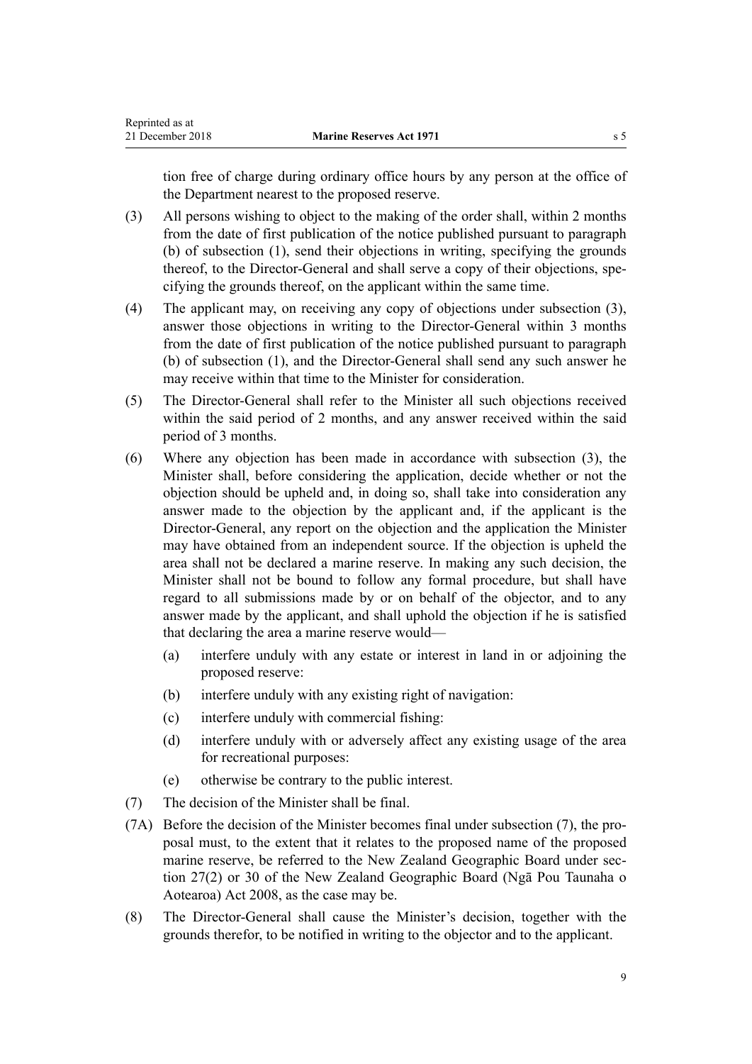tion free of charge during ordinary office hours by any person at the office of the Department nearest to the proposed reserve.

(3) All persons wishing to object to the making of the order shall, within 2 months from the date of first publication of the notice published pursuant to paragraph (b) of subsection (1), send their objections in writing, specifying the grounds thereof, to the Director-General and shall serve a copy of their objections, specifying the grounds thereof, on the applicant within the same time.

(4) The applicant may, on receiving any copy of objections under subsection (3), answer those objections in writing to the Director-General within 3 months from the date of first publication of the notice published pursuant to paragraph (b) of subsection (1), and the Director-General shall send any such answer he may receive within that time to the Minister for consideration.

(5) The Director-General shall refer to the Minister all such objections received within the said period of 2 months, and any answer received within the said period of 3 months.

(6) Where any objection has been made in accordance with subsection (3), the Minister shall, before considering the application, decide whether or not the objection should be upheld and, in doing so, shall take into consideration any answer made to the objection by the applicant and, if the applicant is the Director-General, any report on the objection and the application the Minister may have obtained from an independent source. If the objection is upheld the area shall not be declared a marine reserve. In making any such decision, the Minister shall not be bound to follow any formal procedure, but shall have regard to all submissions made by or on behalf of the objector, and to any answer made by the applicant, and shall uphold the objection if he is satisfied that declaring the area a marine reserve would—

   (a) interfere unduly with any estate or interest in land in or adjoining the proposed reserve:

   (b) interfere unduly with any existing right of navigation:

   (c) interfere unduly with commercial fishing:

   (d) interfere unduly with or adversely affect any existing usage of the area for recreational purposes:

   (e) otherwise be contrary to the public interest.

(7) The decision of the Minister shall be final.

(7A) Before the decision of the Minister becomes final under subsection (7), the proposal must, to the extent that it relates to the proposed name of the proposed marine reserve, be referred to the New Zealand Geographic Board under section 27(2) or 30 of the New Zealand Geographic Board (Ngā Pou Taunaha o Aotearoa) Act 2008, as the case may be.

(8) The Director-General shall cause the Minister's decision, together with the grounds therefor, to be notified in writing to the objector and to the applicant.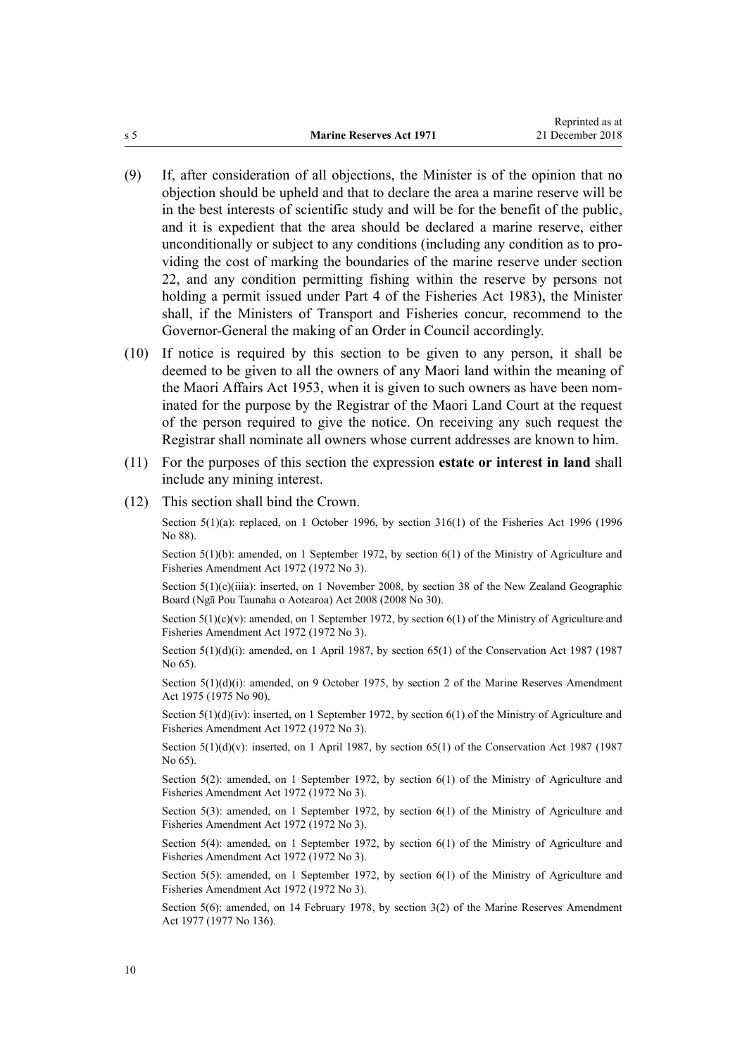(9) If, after consideration of all objections, the Minister is of the opinion that no objection should be upheld and that to declare the area a marine reserve will be in the best interests of scientific study and will be for the benefit of the public, and it is expedient that the area should be declared a marine reserve, either unconditionally or subject to any conditions (including any condition as to providing the cost of marking the boundaries of the marine reserve under section 22, and any condition permitting fishing within the reserve by persons not holding a permit issued under Part 4 of the Fisheries Act 1983), the Minister shall, if the Ministers of Transport and Fisheries concur, recommend to the Governor-General the making of an Order in Council accordingly.

(10) If notice is required by this section to be given to any person, it shall be deemed to be given to all the owners of any Maori land within the meaning of the Maori Affairs Act 1953, when it is given to such owners as have been nominated for the purpose by the Registrar of the Maori Land Court at the request of the person required to give the notice. On receiving any such request the Registrar shall nominate all owners whose current addresses are known to him.

(11) For the purposes of this section the expression **estate or interest in land** shall include any mining interest.

(12) This section shall bind the Crown.

Section 5(1)(a): replaced, on 1 October 1996, by section 316(1) of the Fisheries Act 1996 (1996 No 88).

Section 5(1)(b): amended, on 1 September 1972, by section 6(1) of the Ministry of Agriculture and Fisheries Amendment Act 1972 (1972 No 3).

Section 5(1)(c)(iiia): inserted, on 1 November 2008, by section 38 of the New Zealand Geographic Board (Ngā Pou Taunaha o Aotearoa) Act 2008 (2008 No 30).

Section 5(1)(c)(v): amended, on 1 September 1972, by section 6(1) of the Ministry of Agriculture and Fisheries Amendment Act 1972 (1972 No 3).

Section 5(1)(d)(i): amended, on 1 April 1987, by section 65(1) of the Conservation Act 1987 (1987 No 65).

Section 5(1)(d)(i): amended, on 9 October 1975, by section 2 of the Marine Reserves Amendment Act 1975 (1975 No 90).

Section 5(1)(d)(iv): inserted, on 1 September 1972, by section 6(1) of the Ministry of Agriculture and Fisheries Amendment Act 1972 (1972 No 3).

Section 5(1)(d)(v): inserted, on 1 April 1987, by section 65(1) of the Conservation Act 1987 (1987 No 65).

Section 5(2): amended, on 1 September 1972, by section 6(1) of the Ministry of Agriculture and Fisheries Amendment Act 1972 (1972 No 3).

Section 5(3): amended, on 1 September 1972, by section 6(1) of the Ministry of Agriculture and Fisheries Amendment Act 1972 (1972 No 3).

Section 5(4): amended, on 1 September 1972, by section 6(1) of the Ministry of Agriculture and Fisheries Amendment Act 1972 (1972 No 3).

Section 5(5): amended, on 1 September 1972, by section 6(1) of the Ministry of Agriculture and Fisheries Amendment Act 1972 (1972 No 3).

Section 5(6): amended, on 14 February 1978, by section 3(2) of the Marine Reserves Amendment Act 1977 (1977 No 136).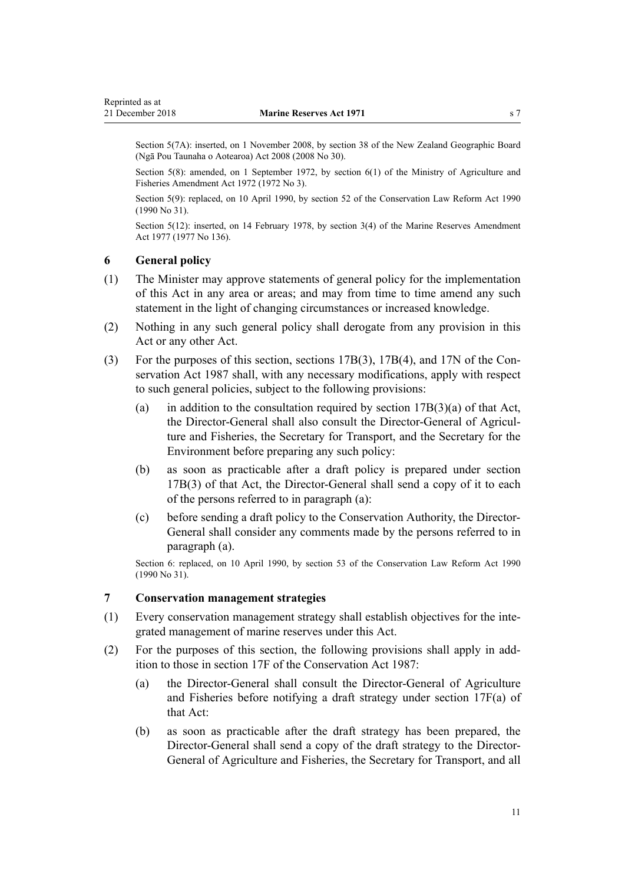Section 5(7A): inserted, on 1 November 2008, by section 38 of the New Zealand Geographic Board (Ngā Pou Taunaha o Aotearoa) Act 2008 (2008 No 30).

Section 5(8): amended, on 1 September 1972, by section 6(1) of the Ministry of Agriculture and Fisheries Amendment Act 1972 (1972 No 3).

Section 5(9): replaced, on 10 April 1990, by section 52 of the Conservation Law Reform Act 1990 (1990 No 31).

Section 5(12): inserted, on 14 February 1978, by section 3(4) of the Marine Reserves Amendment Act 1977 (1977 No 136).

### 6 General policy

(1) The Minister may approve statements of general policy for the implementation of this Act in any area or areas; and may from time to time amend any such statement in the light of changing circumstances or increased knowledge.

(2) Nothing in any such general policy shall derogate from any provision in this Act or any other Act.

(3) For the purposes of this section, sections 17B(3), 17B(4), and 17N of the Conservation Act 1987 shall, with any necessary modifications, apply with respect to such general policies, subject to the following provisions:

- (a) in addition to the consultation required by section 17B(3)(a) of that Act, the Director-General shall also consult the Director-General of Agriculture and Fisheries, the Secretary for Transport, and the Secretary for the Environment before preparing any such policy:
- (b) as soon as practicable after a draft policy is prepared under section 17B(3) of that Act, the Director-General shall send a copy of it to each of the persons referred to in paragraph (a):
- (c) before sending a draft policy to the Conservation Authority, the Director-General shall consider any comments made by the persons referred to in paragraph (a).

Section 6: replaced, on 10 April 1990, by section 53 of the Conservation Law Reform Act 1990 (1990 No 31).

### 7 Conservation management strategies

(1) Every conservation management strategy shall establish objectives for the integrated management of marine reserves under this Act.

(2) For the purposes of this section, the following provisions shall apply in addition to those in section 17F of the Conservation Act 1987:

- (a) the Director-General shall consult the Director-General of Agriculture and Fisheries before notifying a draft strategy under section 17F(a) of that Act:
- (b) as soon as practicable after the draft strategy has been prepared, the Director-General shall send a copy of the draft strategy to the Director-General of Agriculture and Fisheries, the Secretary for Transport, and all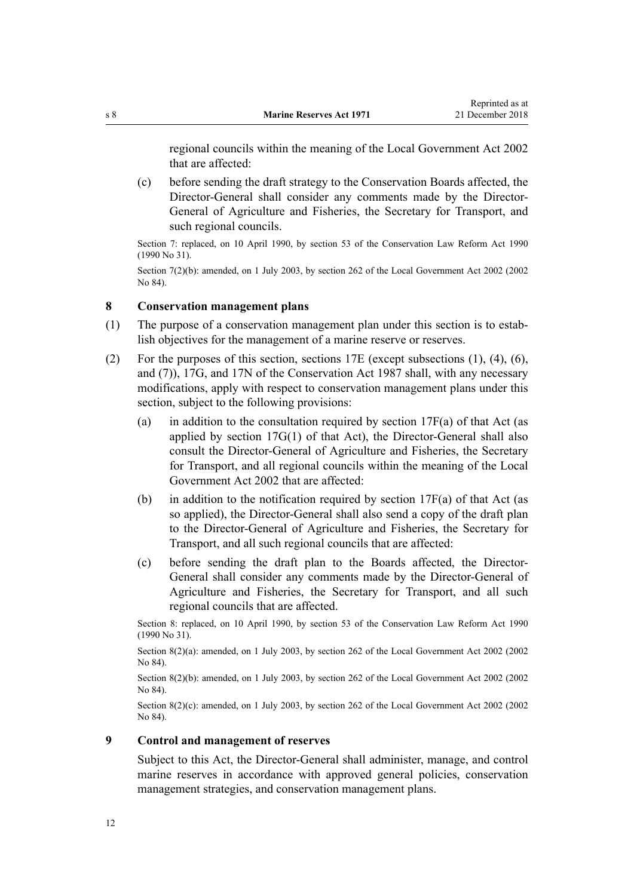regional councils within the meaning of the Local Government Act 2002 that are affected:

(c) before sending the draft strategy to the Conservation Boards affected, the Director-General shall consider any comments made by the Director-General of Agriculture and Fisheries, the Secretary for Transport, and such regional councils.

Section 7: replaced, on 10 April 1990, by section 53 of the Conservation Law Reform Act 1990 (1990 No 31).

Section 7(2)(b): amended, on 1 July 2003, by section 262 of the Local Government Act 2002 (2002 No 84).

## 8 Conservation management plans

(1) The purpose of a conservation management plan under this section is to establish objectives for the management of a marine reserve or reserves.

(2) For the purposes of this section, sections 17E (except subsections (1), (4), (6), and (7)), 17G, and 17N of the Conservation Act 1987 shall, with any necessary modifications, apply with respect to conservation management plans under this section, subject to the following provisions:

(a) in addition to the consultation required by section 17F(a) of that Act (as applied by section 17G(1) of that Act), the Director-General shall also consult the Director-General of Agriculture and Fisheries, the Secretary for Transport, and all regional councils within the meaning of the Local Government Act 2002 that are affected:

(b) in addition to the notification required by section 17F(a) of that Act (as so applied), the Director-General shall also send a copy of the draft plan to the Director-General of Agriculture and Fisheries, the Secretary for Transport, and all such regional councils that are affected:

(c) before sending the draft plan to the Boards affected, the Director-General shall consider any comments made by the Director-General of Agriculture and Fisheries, the Secretary for Transport, and all such regional councils that are affected.

Section 8: replaced, on 10 April 1990, by section 53 of the Conservation Law Reform Act 1990 (1990 No 31).

Section 8(2)(a): amended, on 1 July 2003, by section 262 of the Local Government Act 2002 (2002 No 84).

Section 8(2)(b): amended, on 1 July 2003, by section 262 of the Local Government Act 2002 (2002 No 84).

Section 8(2)(c): amended, on 1 July 2003, by section 262 of the Local Government Act 2002 (2002 No 84).

## 9 Control and management of reserves

Subject to this Act, the Director-General shall administer, manage, and control marine reserves in accordance with approved general policies, conservation management strategies, and conservation management plans.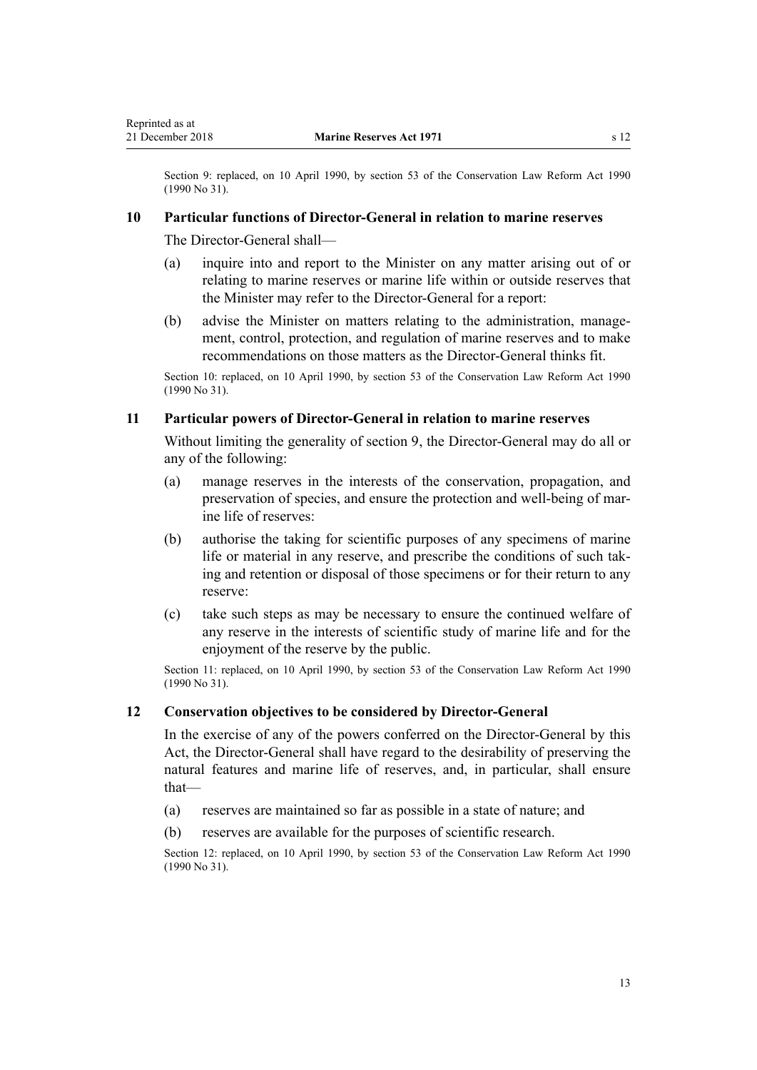Section 9: replaced, on 10 April 1990, by section 53 of the Conservation Law Reform Act 1990 (1990 No 31).

### 10 Particular functions of Director-General in relation to marine reserves

The Director-General shall—

(a) inquire into and report to the Minister on any matter arising out of or relating to marine reserves or marine life within or outside reserves that the Minister may refer to the Director-General for a report:

(b) advise the Minister on matters relating to the administration, management, control, protection, and regulation of marine reserves and to make recommendations on those matters as the Director-General thinks fit.

Section 10: replaced, on 10 April 1990, by section 53 of the Conservation Law Reform Act 1990 (1990 No 31).

### 11 Particular powers of Director-General in relation to marine reserves

Without limiting the generality of section 9, the Director-General may do all or any of the following:

(a) manage reserves in the interests of the conservation, propagation, and preservation of species, and ensure the protection and well-being of marine life of reserves:

(b) authorise the taking for scientific purposes of any specimens of marine life or material in any reserve, and prescribe the conditions of such taking and retention or disposal of those specimens or for their return to any reserve:

(c) take such steps as may be necessary to ensure the continued welfare of any reserve in the interests of scientific study of marine life and for the enjoyment of the reserve by the public.

Section 11: replaced, on 10 April 1990, by section 53 of the Conservation Law Reform Act 1990 (1990 No 31).

### 12 Conservation objectives to be considered by Director-General

In the exercise of any of the powers conferred on the Director-General by this Act, the Director-General shall have regard to the desirability of preserving the natural features and marine life of reserves, and, in particular, shall ensure that—

(a) reserves are maintained so far as possible in a state of nature; and

(b) reserves are available for the purposes of scientific research.

Section 12: replaced, on 10 April 1990, by section 53 of the Conservation Law Reform Act 1990 (1990 No 31).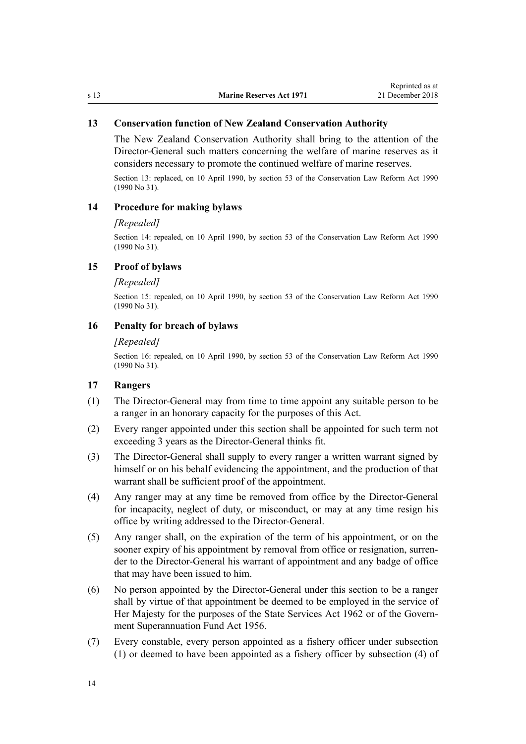### 13 Conservation function of New Zealand Conservation Authority

The New Zealand Conservation Authority shall bring to the attention of the Director-General such matters concerning the welfare of marine reserves as it considers necessary to promote the continued welfare of marine reserves.

Section 13: replaced, on 10 April 1990, by section 53 of the Conservation Law Reform Act 1990 (1990 No 31).

### 14 Procedure for making bylaws

*[Repealed]*

Section 14: repealed, on 10 April 1990, by section 53 of the Conservation Law Reform Act 1990 (1990 No 31).

### 15 Proof of bylaws

*[Repealed]*

Section 15: repealed, on 10 April 1990, by section 53 of the Conservation Law Reform Act 1990 (1990 No 31).

### 16 Penalty for breach of bylaws

*[Repealed]*

Section 16: repealed, on 10 April 1990, by section 53 of the Conservation Law Reform Act 1990 (1990 No 31).

### 17 Rangers

(1) The Director-General may from time to time appoint any suitable person to be a ranger in an honorary capacity for the purposes of this Act.

(2) Every ranger appointed under this section shall be appointed for such term not exceeding 3 years as the Director-General thinks fit.

(3) The Director-General shall supply to every ranger a written warrant signed by himself or on his behalf evidencing the appointment, and the production of that warrant shall be sufficient proof of the appointment.

(4) Any ranger may at any time be removed from office by the Director-General for incapacity, neglect of duty, or misconduct, or may at any time resign his office by writing addressed to the Director-General.

(5) Any ranger shall, on the expiration of the term of his appointment, or on the sooner expiry of his appointment by removal from office or resignation, surrender to the Director-General his warrant of appointment and any badge of office that may have been issued to him.

(6) No person appointed by the Director-General under this section to be a ranger shall by virtue of that appointment be deemed to be employed in the service of Her Majesty for the purposes of the State Services Act 1962 or of the Government Superannuation Fund Act 1956.

(7) Every constable, every person appointed as a fishery officer under subsection (1) or deemed to have been appointed as a fishery officer by subsection (4) of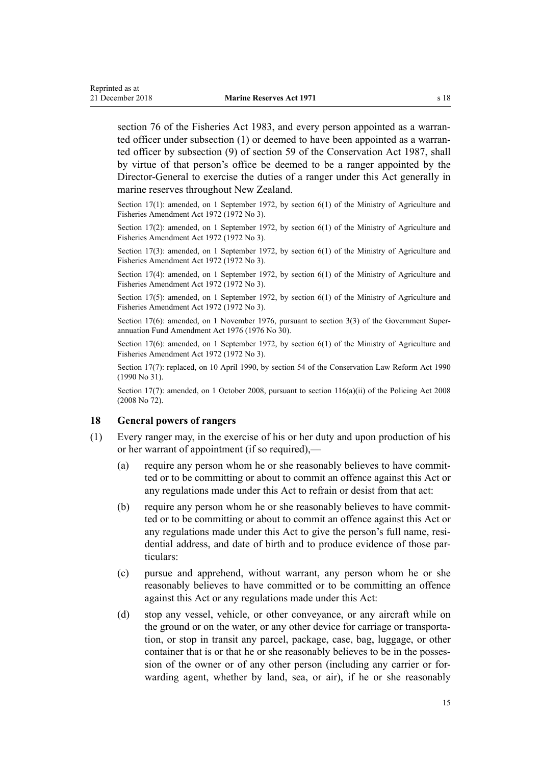section 76 of the Fisheries Act 1983, and every person appointed as a warranted officer under subsection (1) or deemed to have been appointed as a warranted officer by subsection (9) of section 59 of the Conservation Act 1987, shall by virtue of that person's office be deemed to be a ranger appointed by the Director-General to exercise the duties of a ranger under this Act generally in marine reserves throughout New Zealand.

Section 17(1): amended, on 1 September 1972, by section 6(1) of the Ministry of Agriculture and Fisheries Amendment Act 1972 (1972 No 3).

Section 17(2): amended, on 1 September 1972, by section 6(1) of the Ministry of Agriculture and Fisheries Amendment Act 1972 (1972 No 3).

Section 17(3): amended, on 1 September 1972, by section 6(1) of the Ministry of Agriculture and Fisheries Amendment Act 1972 (1972 No 3).

Section 17(4): amended, on 1 September 1972, by section 6(1) of the Ministry of Agriculture and Fisheries Amendment Act 1972 (1972 No 3).

Section 17(5): amended, on 1 September 1972, by section 6(1) of the Ministry of Agriculture and Fisheries Amendment Act 1972 (1972 No 3).

Section 17(6): amended, on 1 November 1976, pursuant to section 3(3) of the Government Superannuation Fund Amendment Act 1976 (1976 No 30).

Section 17(6): amended, on 1 September 1972, by section 6(1) of the Ministry of Agriculture and Fisheries Amendment Act 1972 (1972 No 3).

Section 17(7): replaced, on 10 April 1990, by section 54 of the Conservation Law Reform Act 1990 (1990 No 31).

Section 17(7): amended, on 1 October 2008, pursuant to section 116(a)(ii) of the Policing Act 2008 (2008 No 72).

## 18 General powers of rangers

(1) Every ranger may, in the exercise of his or her duty and upon production of his or her warrant of appointment (if so required),—

(a) require any person whom he or she reasonably believes to have committed or to be committing or about to commit an offence against this Act or any regulations made under this Act to refrain or desist from that act:

(b) require any person whom he or she reasonably believes to have committed or to be committing or about to commit an offence against this Act or any regulations made under this Act to give the person's full name, residential address, and date of birth and to produce evidence of those particulars:

(c) pursue and apprehend, without warrant, any person whom he or she reasonably believes to have committed or to be committing an offence against this Act or any regulations made under this Act:

(d) stop any vessel, vehicle, or other conveyance, or any aircraft while on the ground or on the water, or any other device for carriage or transportation, or stop in transit any parcel, package, case, bag, luggage, or other container that is or that he or she reasonably believes to be in the possession of the owner or of any other person (including any carrier or forwarding agent, whether by land, sea, or air), if he or she reasonably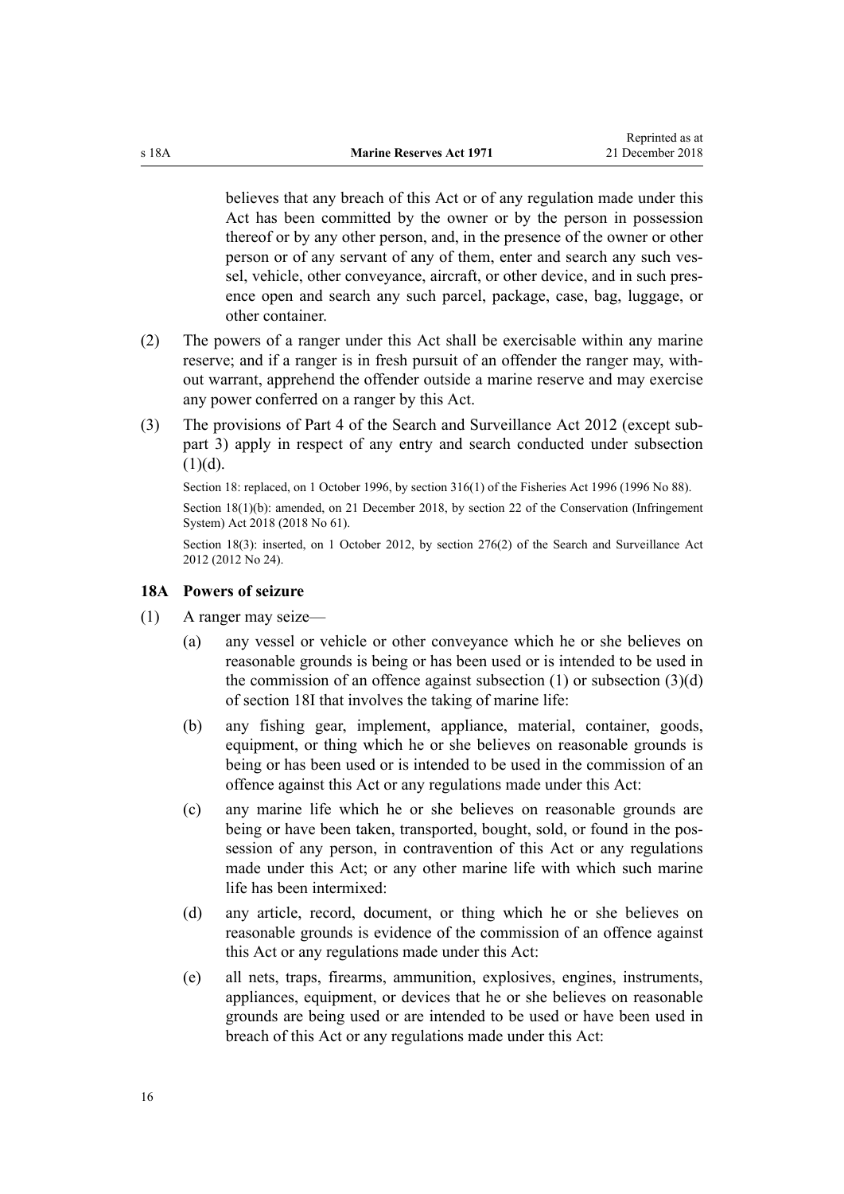believes that any breach of this Act or of any regulation made under this Act has been committed by the owner or by the person in possession thereof or by any other person, and, in the presence of the owner or other person or of any servant of any of them, enter and search any such vessel, vehicle, other conveyance, aircraft, or other device, and in such presence open and search any such parcel, package, case, bag, luggage, or other container.

(2) The powers of a ranger under this Act shall be exercisable within any marine reserve; and if a ranger is in fresh pursuit of an offender the ranger may, without warrant, apprehend the offender outside a marine reserve and may exercise any power conferred on a ranger by this Act.

(3) The provisions of Part 4 of the Search and Surveillance Act 2012 (except subpart 3) apply in respect of any entry and search conducted under subsection (1)(d).

Section 18: replaced, on 1 October 1996, by section 316(1) of the Fisheries Act 1996 (1996 No 88).

Section 18(1)(b): amended, on 21 December 2018, by section 22 of the Conservation (Infringement System) Act 2018 (2018 No 61).

Section 18(3): inserted, on 1 October 2012, by section 276(2) of the Search and Surveillance Act 2012 (2012 No 24).

### 18A Powers of seizure

(1) A ranger may seize—

(a) any vessel or vehicle or other conveyance which he or she believes on reasonable grounds is being or has been used or is intended to be used in the commission of an offence against subsection (1) or subsection (3)(d) of section 18I that involves the taking of marine life:

(b) any fishing gear, implement, appliance, material, container, goods, equipment, or thing which he or she believes on reasonable grounds is being or has been used or is intended to be used in the commission of an offence against this Act or any regulations made under this Act:

(c) any marine life which he or she believes on reasonable grounds are being or have been taken, transported, bought, sold, or found in the possession of any person, in contravention of this Act or any regulations made under this Act; or any other marine life with which such marine life has been intermixed:

(d) any article, record, document, or thing which he or she believes on reasonable grounds is evidence of the commission of an offence against this Act or any regulations made under this Act:

(e) all nets, traps, firearms, ammunition, explosives, engines, instruments, appliances, equipment, or devices that he or she believes on reasonable grounds are being used or are intended to be used or have been used in breach of this Act or any regulations made under this Act: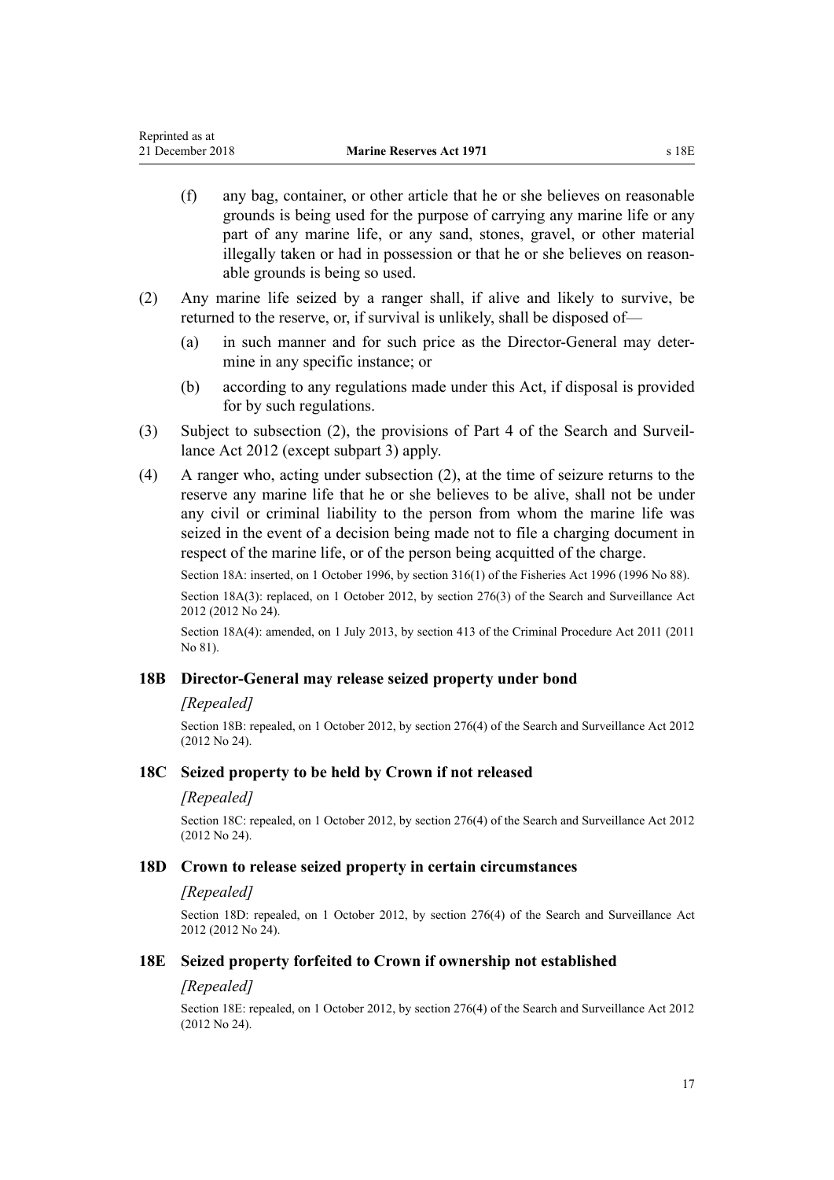(f) any bag, container, or other article that he or she believes on reasonable grounds is being used for the purpose of carrying any marine life or any part of any marine life, or any sand, stones, gravel, or other material illegally taken or had in possession or that he or she believes on reasonable grounds is being so used.

(2) Any marine life seized by a ranger shall, if alive and likely to survive, be returned to the reserve, or, if survival is unlikely, shall be disposed of—

(a) in such manner and for such price as the Director-General may determine in any specific instance; or

(b) according to any regulations made under this Act, if disposal is provided for by such regulations.

(3) Subject to subsection (2), the provisions of Part 4 of the Search and Surveillance Act 2012 (except subpart 3) apply.

(4) A ranger who, acting under subsection (2), at the time of seizure returns to the reserve any marine life that he or she believes to be alive, shall not be under any civil or criminal liability to the person from whom the marine life was seized in the event of a decision being made not to file a charging document in respect of the marine life, or of the person being acquitted of the charge.

Section 18A: inserted, on 1 October 1996, by section 316(1) of the Fisheries Act 1996 (1996 No 88).

Section 18A(3): replaced, on 1 October 2012, by section 276(3) of the Search and Surveillance Act 2012 (2012 No 24).

Section 18A(4): amended, on 1 July 2013, by section 413 of the Criminal Procedure Act 2011 (2011 No 81).

### 18B Director-General may release seized property under bond

*[Repealed]*

Section 18B: repealed, on 1 October 2012, by section 276(4) of the Search and Surveillance Act 2012 (2012 No 24).

### 18C Seized property to be held by Crown if not released

*[Repealed]*

Section 18C: repealed, on 1 October 2012, by section 276(4) of the Search and Surveillance Act 2012 (2012 No 24).

### 18D Crown to release seized property in certain circumstances

*[Repealed]*

Section 18D: repealed, on 1 October 2012, by section 276(4) of the Search and Surveillance Act 2012 (2012 No 24).

### 18E Seized property forfeited to Crown if ownership not established

*[Repealed]*

Section 18E: repealed, on 1 October 2012, by section 276(4) of the Search and Surveillance Act 2012 (2012 No 24).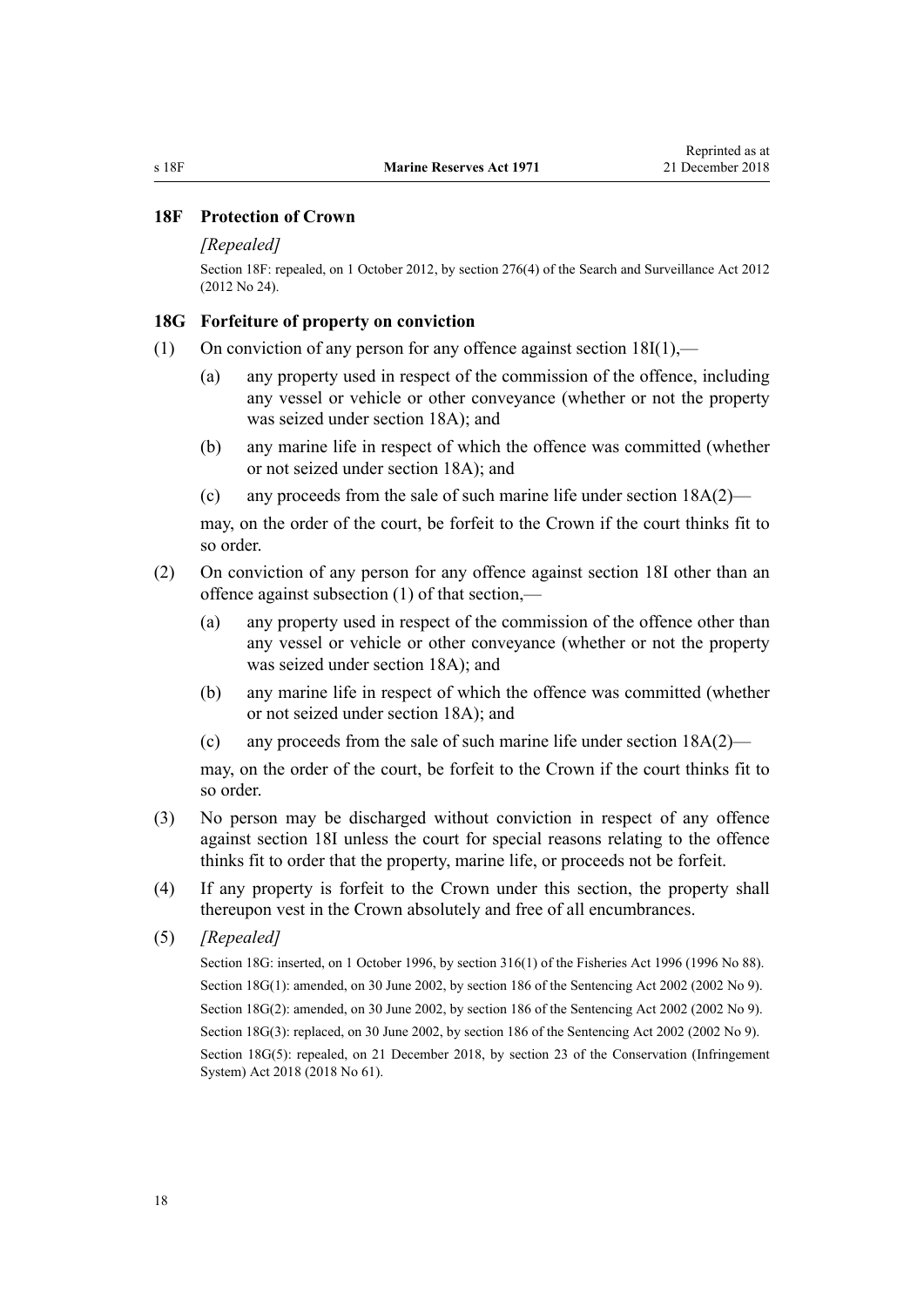### 18F Protection of Crown

*[Repealed]*

Section 18F: repealed, on 1 October 2012, by section 276(4) of the Search and Surveillance Act 2012 (2012 No 24).

### 18G Forfeiture of property on conviction

(1) On conviction of any person for any offence against section 18I(1),—

(a) any property used in respect of the commission of the offence, including any vessel or vehicle or other conveyance (whether or not the property was seized under section 18A); and

(b) any marine life in respect of which the offence was committed (whether or not seized under section 18A); and

(c) any proceeds from the sale of such marine life under section 18A(2)—

may, on the order of the court, be forfeit to the Crown if the court thinks fit to so order.

(2) On conviction of any person for any offence against section 18I other than an offence against subsection (1) of that section,—

(a) any property used in respect of the commission of the offence other than any vessel or vehicle or other conveyance (whether or not the property was seized under section 18A); and

(b) any marine life in respect of which the offence was committed (whether or not seized under section 18A); and

(c) any proceeds from the sale of such marine life under section 18A(2)—

may, on the order of the court, be forfeit to the Crown if the court thinks fit to so order.

(3) No person may be discharged without conviction in respect of any offence against section 18I unless the court for special reasons relating to the offence thinks fit to order that the property, marine life, or proceeds not be forfeit.

(4) If any property is forfeit to the Crown under this section, the property shall thereupon vest in the Crown absolutely and free of all encumbrances.

(5) *[Repealed]*

Section 18G: inserted, on 1 October 1996, by section 316(1) of the Fisheries Act 1996 (1996 No 88).

Section 18G(1): amended, on 30 June 2002, by section 186 of the Sentencing Act 2002 (2002 No 9).

Section 18G(2): amended, on 30 June 2002, by section 186 of the Sentencing Act 2002 (2002 No 9).

Section 18G(3): replaced, on 30 June 2002, by section 186 of the Sentencing Act 2002 (2002 No 9).

Section 18G(5): repealed, on 21 December 2018, by section 23 of the Conservation (Infringement System) Act 2018 (2018 No 61).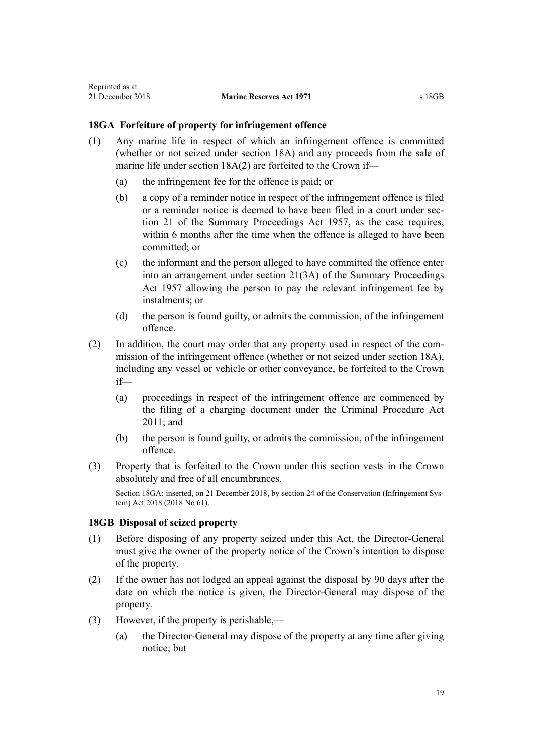### 18GA Forfeiture of property for infringement offence

(1) Any marine life in respect of which an infringement offence is committed (whether or not seized under section 18A) and any proceeds from the sale of marine life under section 18A(2) are forfeited to the Crown if—

(a) the infringement fee for the offence is paid; or

(b) a copy of a reminder notice in respect of the infringement offence is filed or a reminder notice is deemed to have been filed in a court under section 21 of the Summary Proceedings Act 1957, as the case requires, within 6 months after the time when the offence is alleged to have been committed; or

(c) the informant and the person alleged to have committed the offence enter into an arrangement under section 21(3A) of the Summary Proceedings Act 1957 allowing the person to pay the relevant infringement fee by instalments; or

(d) the person is found guilty, or admits the commission, of the infringement offence.

(2) In addition, the court may order that any property used in respect of the commission of the infringement offence (whether or not seized under section 18A), including any vessel or vehicle or other conveyance, be forfeited to the Crown if—

(a) proceedings in respect of the infringement offence are commenced by the filing of a charging document under the Criminal Procedure Act 2011; and

(b) the person is found guilty, or admits the commission, of the infringement offence.

(3) Property that is forfeited to the Crown under this section vests in the Crown absolutely and free of all encumbrances.

Section 18GA: inserted, on 21 December 2018, by section 24 of the Conservation (Infringement System) Act 2018 (2018 No 61).

### 18GB Disposal of seized property

(1) Before disposing of any property seized under this Act, the Director-General must give the owner of the property notice of the Crown's intention to dispose of the property.

(2) If the owner has not lodged an appeal against the disposal by 90 days after the date on which the notice is given, the Director-General may dispose of the property.

(3) However, if the property is perishable,—

(a) the Director-General may dispose of the property at any time after giving notice; but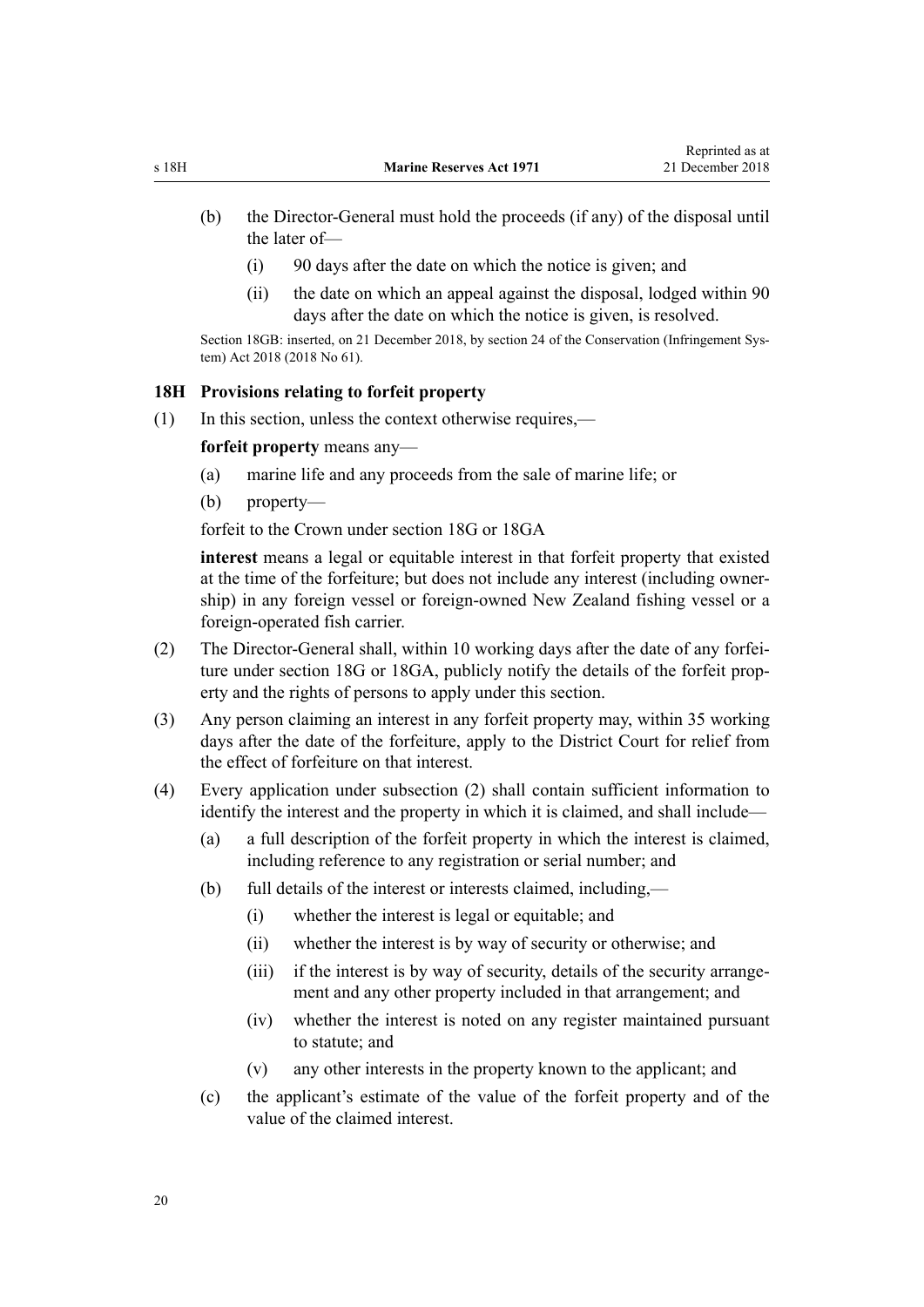(b) the Director-General must hold the proceeds (if any) of the disposal until the later of—

  (i) 90 days after the date on which the notice is given; and

  (ii) the date on which an appeal against the disposal, lodged within 90 days after the date on which the notice is given, is resolved.

Section 18GB: inserted, on 21 December 2018, by section 24 of the Conservation (Infringement System) Act 2018 (2018 No 61).

### 18H Provisions relating to forfeit property

(1) In this section, unless the context otherwise requires,—

**forfeit property** means any—

(a) marine life and any proceeds from the sale of marine life; or

(b) property—

forfeit to the Crown under section 18G or 18GA

**interest** means a legal or equitable interest in that forfeit property that existed at the time of the forfeiture; but does not include any interest (including ownership) in any foreign vessel or foreign-owned New Zealand fishing vessel or a foreign-operated fish carrier.

(2) The Director-General shall, within 10 working days after the date of any forfeiture under section 18G or 18GA, publicly notify the details of the forfeit property and the rights of persons to apply under this section.

(3) Any person claiming an interest in any forfeit property may, within 35 working days after the date of the forfeiture, apply to the District Court for relief from the effect of forfeiture on that interest.

(4) Every application under subsection (2) shall contain sufficient information to identify the interest and the property in which it is claimed, and shall include—

(a) a full description of the forfeit property in which the interest is claimed, including reference to any registration or serial number; and

(b) full details of the interest or interests claimed, including,—

  (i) whether the interest is legal or equitable; and

  (ii) whether the interest is by way of security or otherwise; and

  (iii) if the interest is by way of security, details of the security arrangement and any other property included in that arrangement; and

  (iv) whether the interest is noted on any register maintained pursuant to statute; and

  (v) any other interests in the property known to the applicant; and

(c) the applicant's estimate of the value of the forfeit property and of the value of the claimed interest.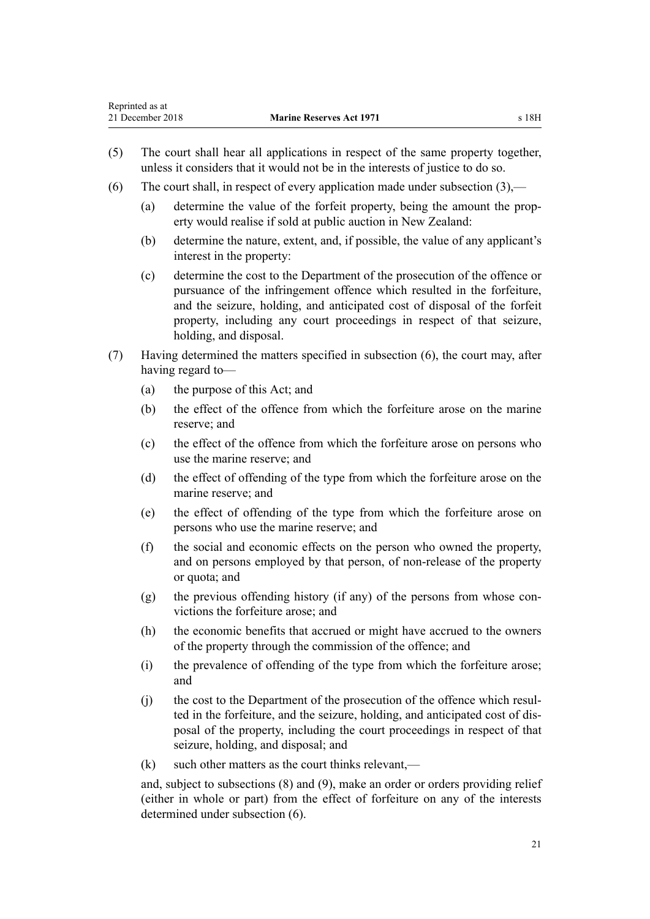(5) The court shall hear all applications in respect of the same property together, unless it considers that it would not be in the interests of justice to do so.

(6) The court shall, in respect of every application made under subsection (3),—

  (a) determine the value of the forfeit property, being the amount the property would realise if sold at public auction in New Zealand:

  (b) determine the nature, extent, and, if possible, the value of any applicant's interest in the property:

  (c) determine the cost to the Department of the prosecution of the offence or pursuance of the infringement offence which resulted in the forfeiture, and the seizure, holding, and anticipated cost of disposal of the forfeit property, including any court proceedings in respect of that seizure, holding, and disposal.

(7) Having determined the matters specified in subsection (6), the court may, after having regard to—

  (a) the purpose of this Act; and

  (b) the effect of the offence from which the forfeiture arose on the marine reserve; and

  (c) the effect of the offence from which the forfeiture arose on persons who use the marine reserve; and

  (d) the effect of offending of the type from which the forfeiture arose on the marine reserve; and

  (e) the effect of offending of the type from which the forfeiture arose on persons who use the marine reserve; and

  (f) the social and economic effects on the person who owned the property, and on persons employed by that person, of non-release of the property or quota; and

  (g) the previous offending history (if any) of the persons from whose convictions the forfeiture arose; and

  (h) the economic benefits that accrued or might have accrued to the owners of the property through the commission of the offence; and

  (i) the prevalence of offending of the type from which the forfeiture arose; and

  (j) the cost to the Department of the prosecution of the offence which resulted in the forfeiture, and the seizure, holding, and anticipated cost of disposal of the property, including the court proceedings in respect of that seizure, holding, and disposal; and

  (k) such other matters as the court thinks relevant,—

and, subject to subsections (8) and (9), make an order or orders providing relief (either in whole or part) from the effect of forfeiture on any of the interests determined under subsection (6).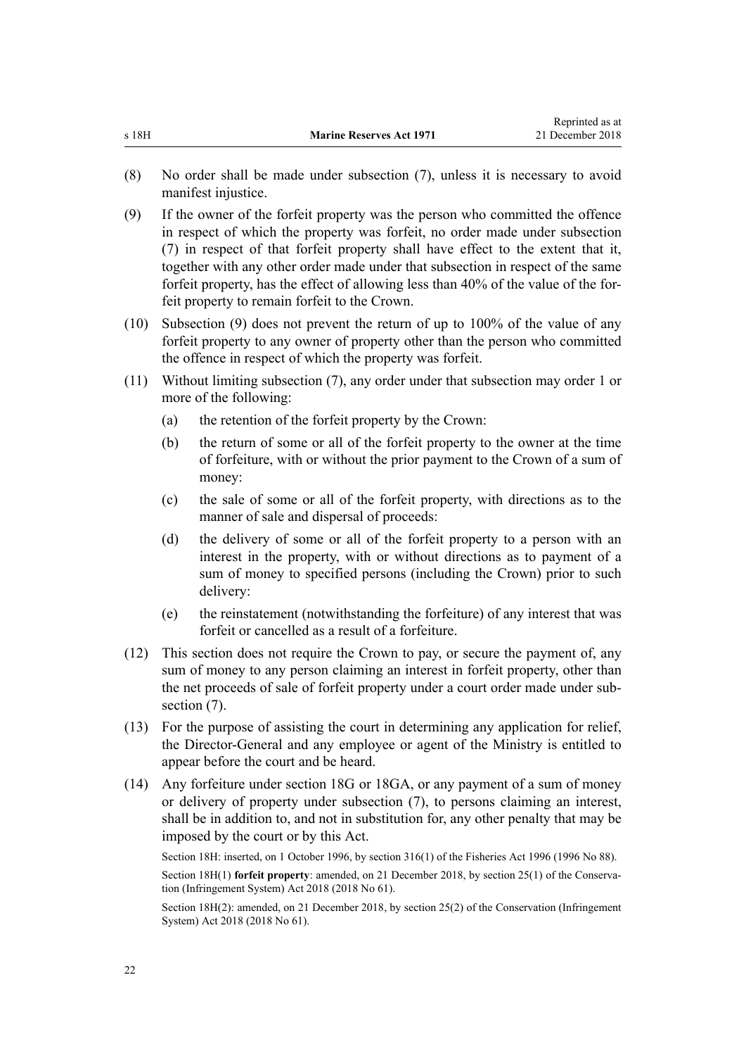(8) No order shall be made under subsection (7), unless it is necessary to avoid manifest injustice.

(9) If the owner of the forfeit property was the person who committed the offence in respect of which the property was forfeit, no order made under subsection (7) in respect of that forfeit property shall have effect to the extent that it, together with any other order made under that subsection in respect of the same forfeit property, has the effect of allowing less than 40% of the value of the forfeit property to remain forfeit to the Crown.

(10) Subsection (9) does not prevent the return of up to 100% of the value of any forfeit property to any owner of property other than the person who committed the offence in respect of which the property was forfeit.

(11) Without limiting subsection (7), any order under that subsection may order 1 or more of the following:

- (a) the retention of the forfeit property by the Crown:
- (b) the return of some or all of the forfeit property to the owner at the time of forfeiture, with or without the prior payment to the Crown of a sum of money:
- (c) the sale of some or all of the forfeit property, with directions as to the manner of sale and dispersal of proceeds:
- (d) the delivery of some or all of the forfeit property to a person with an interest in the property, with or without directions as to payment of a sum of money to specified persons (including the Crown) prior to such delivery:
- (e) the reinstatement (notwithstanding the forfeiture) of any interest that was forfeit or cancelled as a result of a forfeiture.

(12) This section does not require the Crown to pay, or secure the payment of, any sum of money to any person claiming an interest in forfeit property, other than the net proceeds of sale of forfeit property under a court order made under subsection (7).

(13) For the purpose of assisting the court in determining any application for relief, the Director-General and any employee or agent of the Ministry is entitled to appear before the court and be heard.

(14) Any forfeiture under section 18G or 18GA, or any payment of a sum of money or delivery of property under subsection (7), to persons claiming an interest, shall be in addition to, and not in substitution for, any other penalty that may be imposed by the court or by this Act.

Section 18H: inserted, on 1 October 1996, by section 316(1) of the Fisheries Act 1996 (1996 No 88).

Section 18H(1) **forfeit property**: amended, on 21 December 2018, by section 25(1) of the Conservation (Infringement System) Act 2018 (2018 No 61).

Section 18H(2): amended, on 21 December 2018, by section 25(2) of the Conservation (Infringement System) Act 2018 (2018 No 61).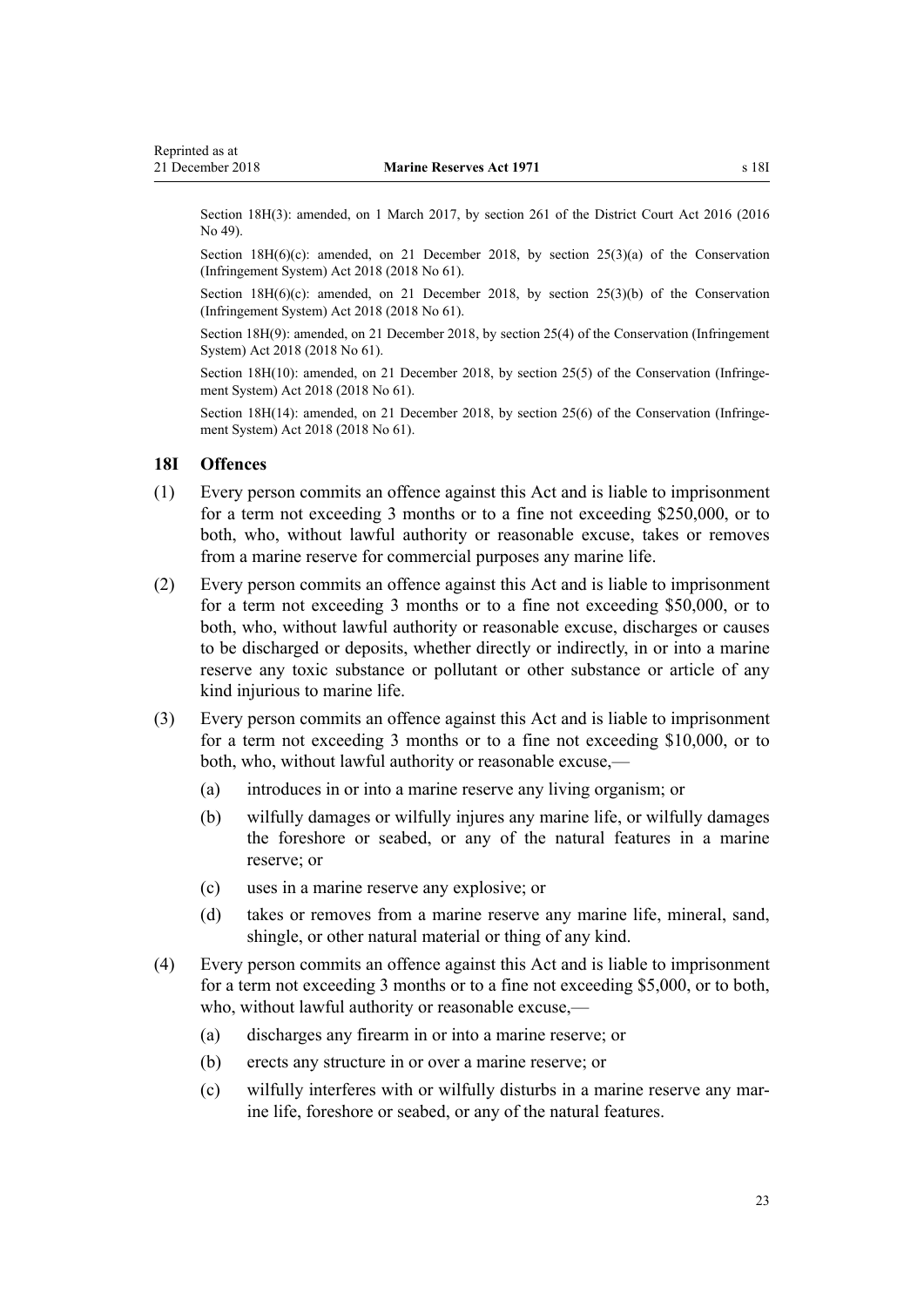Section 18H(3): amended, on 1 March 2017, by section 261 of the District Court Act 2016 (2016 No 49).

Section 18H(6)(c): amended, on 21 December 2018, by section 25(3)(a) of the Conservation (Infringement System) Act 2018 (2018 No 61).

Section 18H(6)(c): amended, on 21 December 2018, by section 25(3)(b) of the Conservation (Infringement System) Act 2018 (2018 No 61).

Section 18H(9): amended, on 21 December 2018, by section 25(4) of the Conservation (Infringement System) Act 2018 (2018 No 61).

Section 18H(10): amended, on 21 December 2018, by section 25(5) of the Conservation (Infringement System) Act 2018 (2018 No 61).

Section 18H(14): amended, on 21 December 2018, by section 25(6) of the Conservation (Infringement System) Act 2018 (2018 No 61).

### 18I Offences

(1) Every person commits an offence against this Act and is liable to imprisonment for a term not exceeding 3 months or to a fine not exceeding $250,000, or to both, who, without lawful authority or reasonable excuse, takes or removes from a marine reserve for commercial purposes any marine life.

(2) Every person commits an offence against this Act and is liable to imprisonment for a term not exceeding 3 months or to a fine not exceeding $50,000, or to both, who, without lawful authority or reasonable excuse, discharges or causes to be discharged or deposits, whether directly or indirectly, in or into a marine reserve any toxic substance or pollutant or other substance or article of any kind injurious to marine life.

(3) Every person commits an offence against this Act and is liable to imprisonment for a term not exceeding 3 months or to a fine not exceeding $10,000, or to both, who, without lawful authority or reasonable excuse,—

- (a) introduces in or into a marine reserve any living organism; or
- (b) wilfully damages or wilfully injures any marine life, or wilfully damages the foreshore or seabed, or any of the natural features in a marine reserve; or
- (c) uses in a marine reserve any explosive; or
- (d) takes or removes from a marine reserve any marine life, mineral, sand, shingle, or other natural material or thing of any kind.

(4) Every person commits an offence against this Act and is liable to imprisonment for a term not exceeding 3 months or to a fine not exceeding $5,000, or to both, who, without lawful authority or reasonable excuse,—

- (a) discharges any firearm in or into a marine reserve; or
- (b) erects any structure in or over a marine reserve; or
- (c) wilfully interferes with or wilfully disturbs in a marine reserve any marine life, foreshore or seabed, or any of the natural features.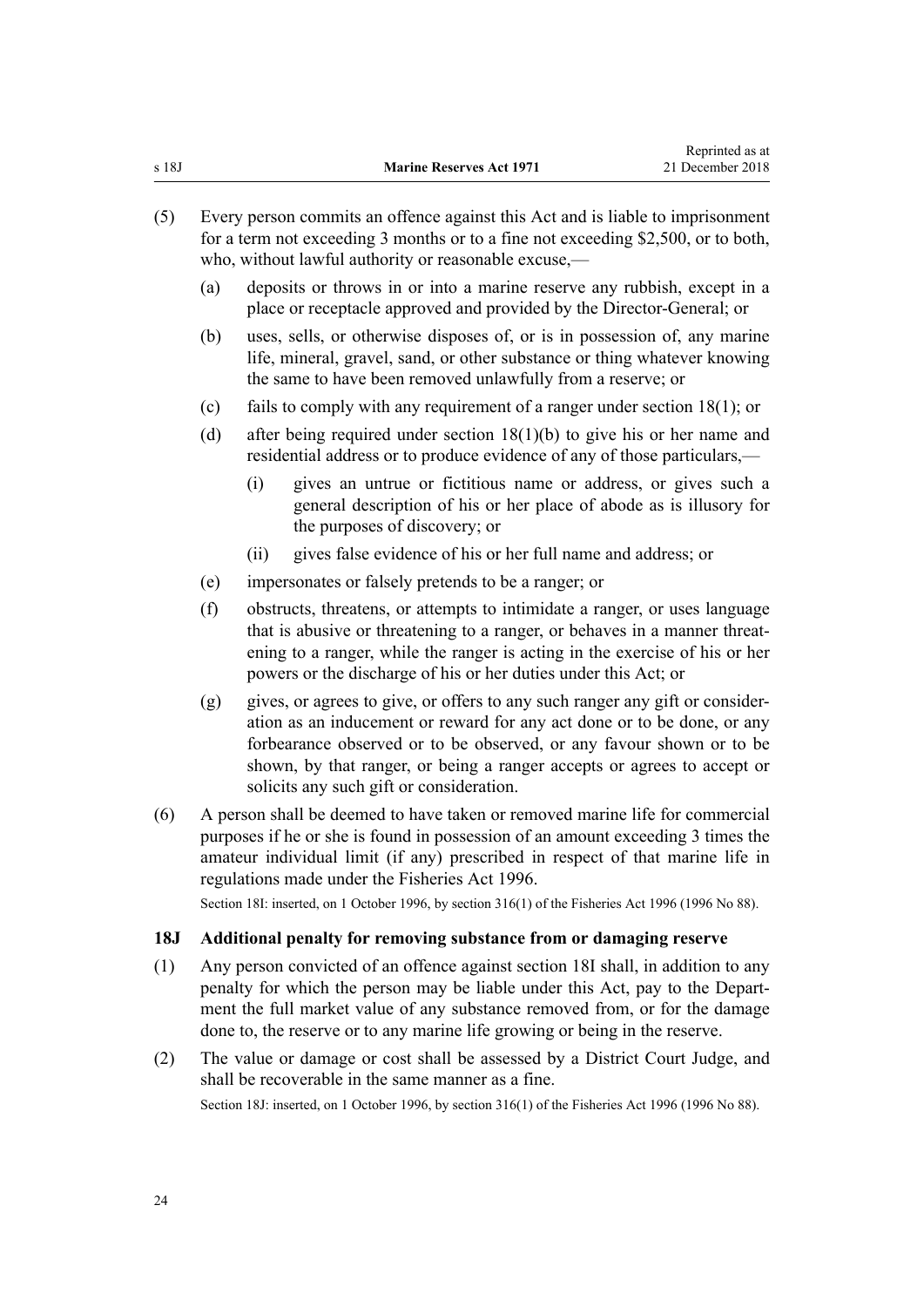(5) Every person commits an offence against this Act and is liable to imprisonment for a term not exceeding 3 months or to a fine not exceeding $2,500, or to both, who, without lawful authority or reasonable excuse,—

 (a) deposits or throws in or into a marine reserve any rubbish, except in a place or receptacle approved and provided by the Director-General; or

 (b) uses, sells, or otherwise disposes of, or is in possession of, any marine life, mineral, gravel, sand, or other substance or thing whatever knowing the same to have been removed unlawfully from a reserve; or

 (c) fails to comply with any requirement of a ranger under section 18(1); or

 (d) after being required under section 18(1)(b) to give his or her name and residential address or to produce evidence of any of those particulars,—

  (i) gives an untrue or fictitious name or address, or gives such a general description of his or her place of abode as is illusory for the purposes of discovery; or

  (ii) gives false evidence of his or her full name and address; or

 (e) impersonates or falsely pretends to be a ranger; or

 (f) obstructs, threatens, or attempts to intimidate a ranger, or uses language that is abusive or threatening to a ranger, or behaves in a manner threatening to a ranger, while the ranger is acting in the exercise of his or her powers or the discharge of his or her duties under this Act; or

 (g) gives, or agrees to give, or offers to any such ranger any gift or consideration as an inducement or reward for any act done or to be done, or any forbearance observed or to be observed, or any favour shown or to be shown, by that ranger, or being a ranger accepts or agrees to accept or solicits any such gift or consideration.

(6) A person shall be deemed to have taken or removed marine life for commercial purposes if he or she is found in possession of an amount exceeding 3 times the amateur individual limit (if any) prescribed in respect of that marine life in regulations made under the Fisheries Act 1996.

Section 18I: inserted, on 1 October 1996, by section 316(1) of the Fisheries Act 1996 (1996 No 88).

### 18J Additional penalty for removing substance from or damaging reserve

(1) Any person convicted of an offence against section 18I shall, in addition to any penalty for which the person may be liable under this Act, pay to the Department the full market value of any substance removed from, or for the damage done to, the reserve or to any marine life growing or being in the reserve.

(2) The value or damage or cost shall be assessed by a District Court Judge, and shall be recoverable in the same manner as a fine.

Section 18J: inserted, on 1 October 1996, by section 316(1) of the Fisheries Act 1996 (1996 No 88).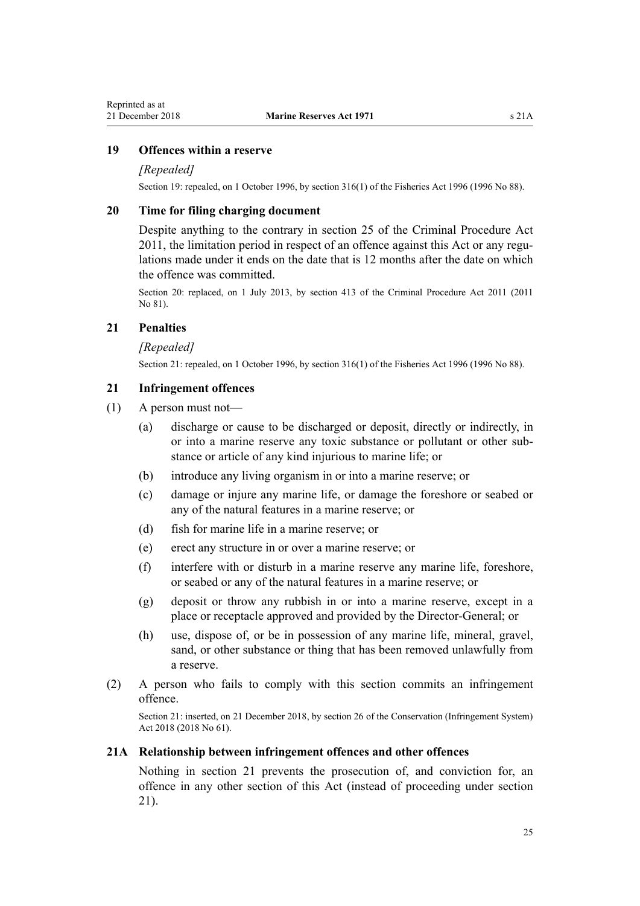## 19 Offences within a reserve

*[Repealed]*

Section 19: repealed, on 1 October 1996, by section 316(1) of the Fisheries Act 1996 (1996 No 88).

## 20 Time for filing charging document

Despite anything to the contrary in section 25 of the Criminal Procedure Act 2011, the limitation period in respect of an offence against this Act or any regulations made under it ends on the date that is 12 months after the date on which the offence was committed.

Section 20: replaced, on 1 July 2013, by section 413 of the Criminal Procedure Act 2011 (2011 No 81).

## 21 Penalties

*[Repealed]*

Section 21: repealed, on 1 October 1996, by section 316(1) of the Fisheries Act 1996 (1996 No 88).

## 21 Infringement offences

(1) A person must not—

- (a) discharge or cause to be discharged or deposit, directly or indirectly, in or into a marine reserve any toxic substance or pollutant or other substance or article of any kind injurious to marine life; or
- (b) introduce any living organism in or into a marine reserve; or
- (c) damage or injure any marine life, or damage the foreshore or seabed or any of the natural features in a marine reserve; or
- (d) fish for marine life in a marine reserve; or
- (e) erect any structure in or over a marine reserve; or
- (f) interfere with or disturb in a marine reserve any marine life, foreshore, or seabed or any of the natural features in a marine reserve; or
- (g) deposit or throw any rubbish in or into a marine reserve, except in a place or receptacle approved and provided by the Director-General; or
- (h) use, dispose of, or be in possession of any marine life, mineral, gravel, sand, or other substance or thing that has been removed unlawfully from a reserve.

(2) A person who fails to comply with this section commits an infringement offence.

Section 21: inserted, on 21 December 2018, by section 26 of the Conservation (Infringement System) Act 2018 (2018 No 61).

## 21A Relationship between infringement offences and other offences

Nothing in section 21 prevents the prosecution of, and conviction for, an offence in any other section of this Act (instead of proceeding under section 21).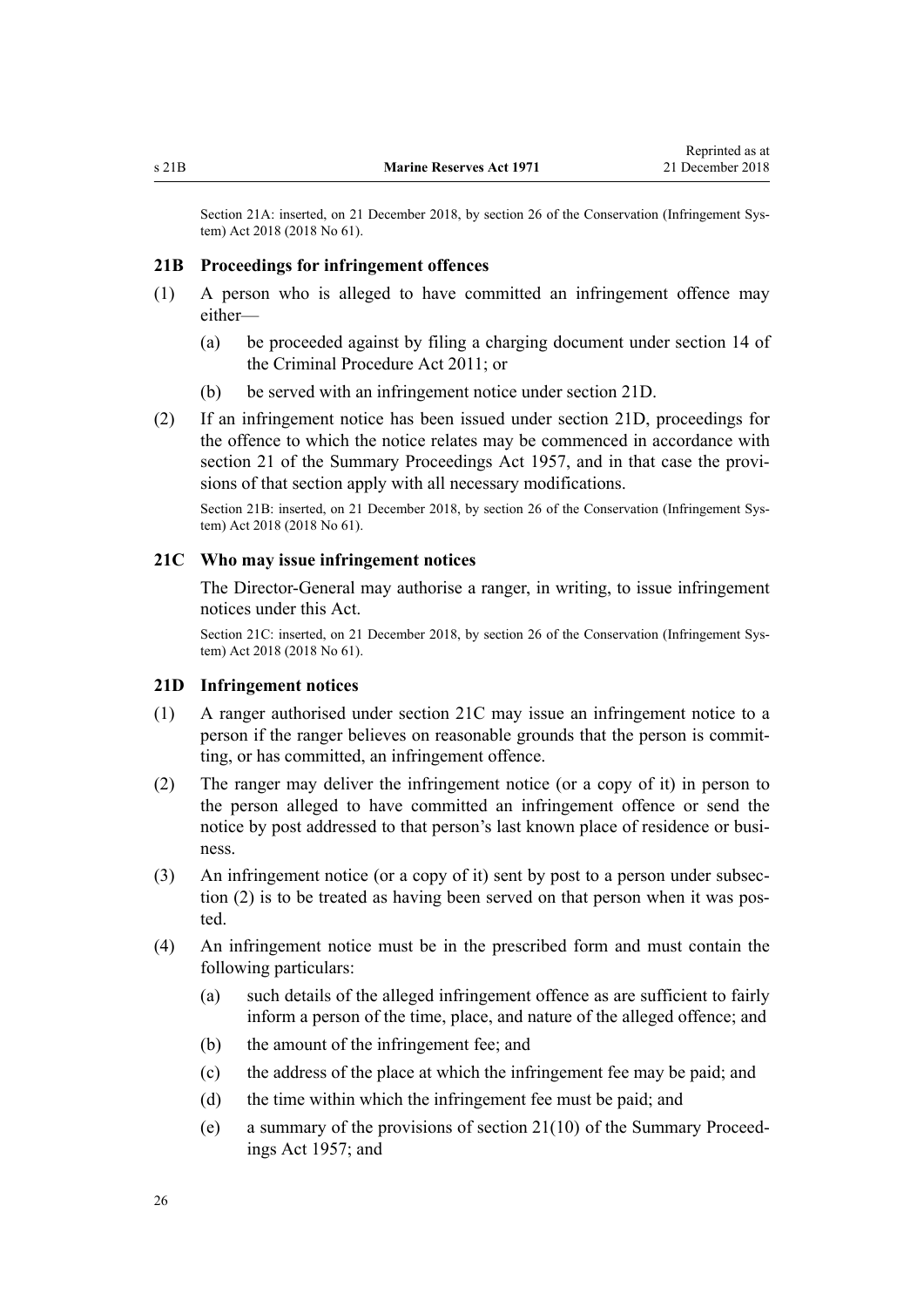Section 21A: inserted, on 21 December 2018, by section 26 of the Conservation (Infringement System) Act 2018 (2018 No 61).

### 21B Proceedings for infringement offences

(1) A person who is alleged to have committed an infringement offence may either—

  (a) be proceeded against by filing a charging document under section 14 of the Criminal Procedure Act 2011; or

  (b) be served with an infringement notice under section 21D.

(2) If an infringement notice has been issued under section 21D, proceedings for the offence to which the notice relates may be commenced in accordance with section 21 of the Summary Proceedings Act 1957, and in that case the provisions of that section apply with all necessary modifications.

Section 21B: inserted, on 21 December 2018, by section 26 of the Conservation (Infringement System) Act 2018 (2018 No 61).

### 21C Who may issue infringement notices

The Director-General may authorise a ranger, in writing, to issue infringement notices under this Act.

Section 21C: inserted, on 21 December 2018, by section 26 of the Conservation (Infringement System) Act 2018 (2018 No 61).

### 21D Infringement notices

(1) A ranger authorised under section 21C may issue an infringement notice to a person if the ranger believes on reasonable grounds that the person is committing, or has committed, an infringement offence.

(2) The ranger may deliver the infringement notice (or a copy of it) in person to the person alleged to have committed an infringement offence or send the notice by post addressed to that person's last known place of residence or business.

(3) An infringement notice (or a copy of it) sent by post to a person under subsection (2) is to be treated as having been served on that person when it was posted.

(4) An infringement notice must be in the prescribed form and must contain the following particulars:

  (a) such details of the alleged infringement offence as are sufficient to fairly inform a person of the time, place, and nature of the alleged offence; and

  (b) the amount of the infringement fee; and

  (c) the address of the place at which the infringement fee may be paid; and

  (d) the time within which the infringement fee must be paid; and

  (e) a summary of the provisions of section 21(10) of the Summary Proceedings Act 1957; and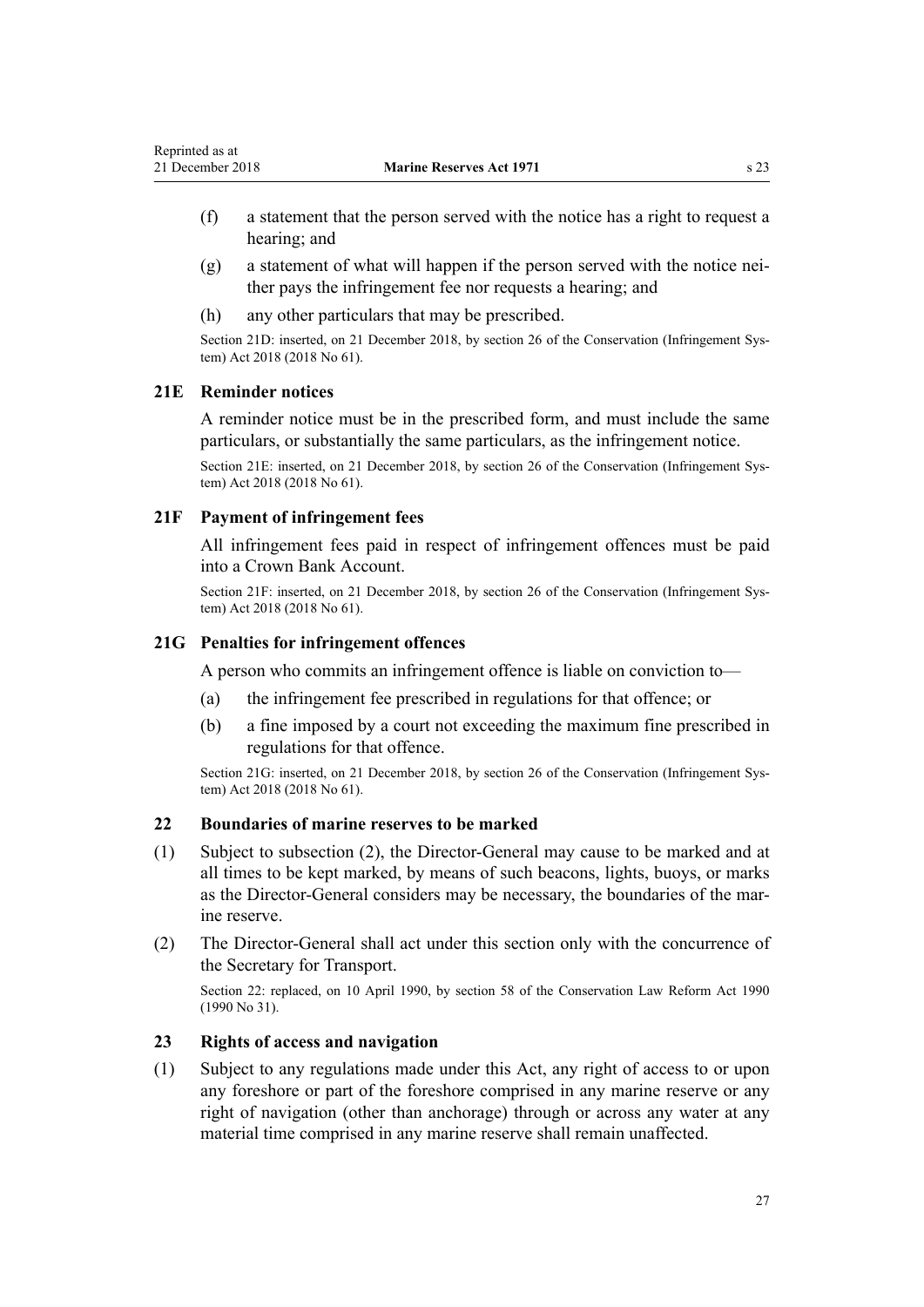(f) a statement that the person served with the notice has a right to request a hearing; and

(g) a statement of what will happen if the person served with the notice neither pays the infringement fee nor requests a hearing; and

(h) any other particulars that may be prescribed.

Section 21D: inserted, on 21 December 2018, by section 26 of the Conservation (Infringement System) Act 2018 (2018 No 61).

### 21E Reminder notices

A reminder notice must be in the prescribed form, and must include the same particulars, or substantially the same particulars, as the infringement notice.

Section 21E: inserted, on 21 December 2018, by section 26 of the Conservation (Infringement System) Act 2018 (2018 No 61).

### 21F Payment of infringement fees

All infringement fees paid in respect of infringement offences must be paid into a Crown Bank Account.

Section 21F: inserted, on 21 December 2018, by section 26 of the Conservation (Infringement System) Act 2018 (2018 No 61).

### 21G Penalties for infringement offences

A person who commits an infringement offence is liable on conviction to—

(a) the infringement fee prescribed in regulations for that offence; or

(b) a fine imposed by a court not exceeding the maximum fine prescribed in regulations for that offence.

Section 21G: inserted, on 21 December 2018, by section 26 of the Conservation (Infringement System) Act 2018 (2018 No 61).

### 22 Boundaries of marine reserves to be marked

(1) Subject to subsection (2), the Director-General may cause to be marked and at all times to be kept marked, by means of such beacons, lights, buoys, or marks as the Director-General considers may be necessary, the boundaries of the marine reserve.

(2) The Director-General shall act under this section only with the concurrence of the Secretary for Transport.

Section 22: replaced, on 10 April 1990, by section 58 of the Conservation Law Reform Act 1990 (1990 No 31).

### 23 Rights of access and navigation

(1) Subject to any regulations made under this Act, any right of access to or upon any foreshore or part of the foreshore comprised in any marine reserve or any right of navigation (other than anchorage) through or across any water at any material time comprised in any marine reserve shall remain unaffected.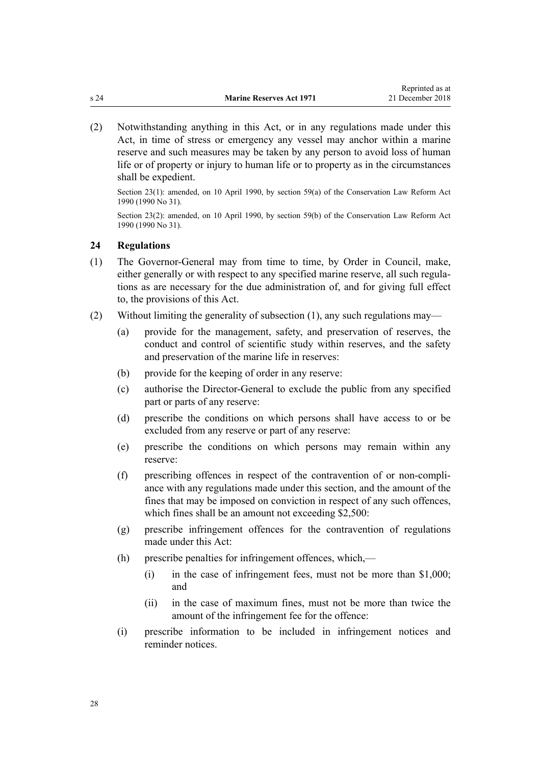(2) Notwithstanding anything in this Act, or in any regulations made under this Act, in time of stress or emergency any vessel may anchor within a marine reserve and such measures may be taken by any person to avoid loss of human life or of property or injury to human life or to property as in the circumstances shall be expedient.

Section 23(1): amended, on 10 April 1990, by section 59(a) of the Conservation Law Reform Act 1990 (1990 No 31).

Section 23(2): amended, on 10 April 1990, by section 59(b) of the Conservation Law Reform Act 1990 (1990 No 31).

## 24 Regulations

(1) The Governor-General may from time to time, by Order in Council, make, either generally or with respect to any specified marine reserve, all such regulations as are necessary for the due administration of, and for giving full effect to, the provisions of this Act.

(2) Without limiting the generality of subsection (1), any such regulations may—

- (a) provide for the management, safety, and preservation of reserves, the conduct and control of scientific study within reserves, and the safety and preservation of the marine life in reserves:
- (b) provide for the keeping of order in any reserve:
- (c) authorise the Director-General to exclude the public from any specified part or parts of any reserve:
- (d) prescribe the conditions on which persons shall have access to or be excluded from any reserve or part of any reserve:
- (e) prescribe the conditions on which persons may remain within any reserve:
- (f) prescribing offences in respect of the contravention of or non-compliance with any regulations made under this section, and the amount of the fines that may be imposed on conviction in respect of any such offences, which fines shall be an amount not exceeding $2,500:
- (g) prescribe infringement offences for the contravention of regulations made under this Act:
- (h) prescribe penalties for infringement offences, which,—
  - (i) in the case of infringement fees, must not be more than $1,000; and
  - (ii) in the case of maximum fines, must not be more than twice the amount of the infringement fee for the offence:
- (i) prescribe information to be included in infringement notices and reminder notices.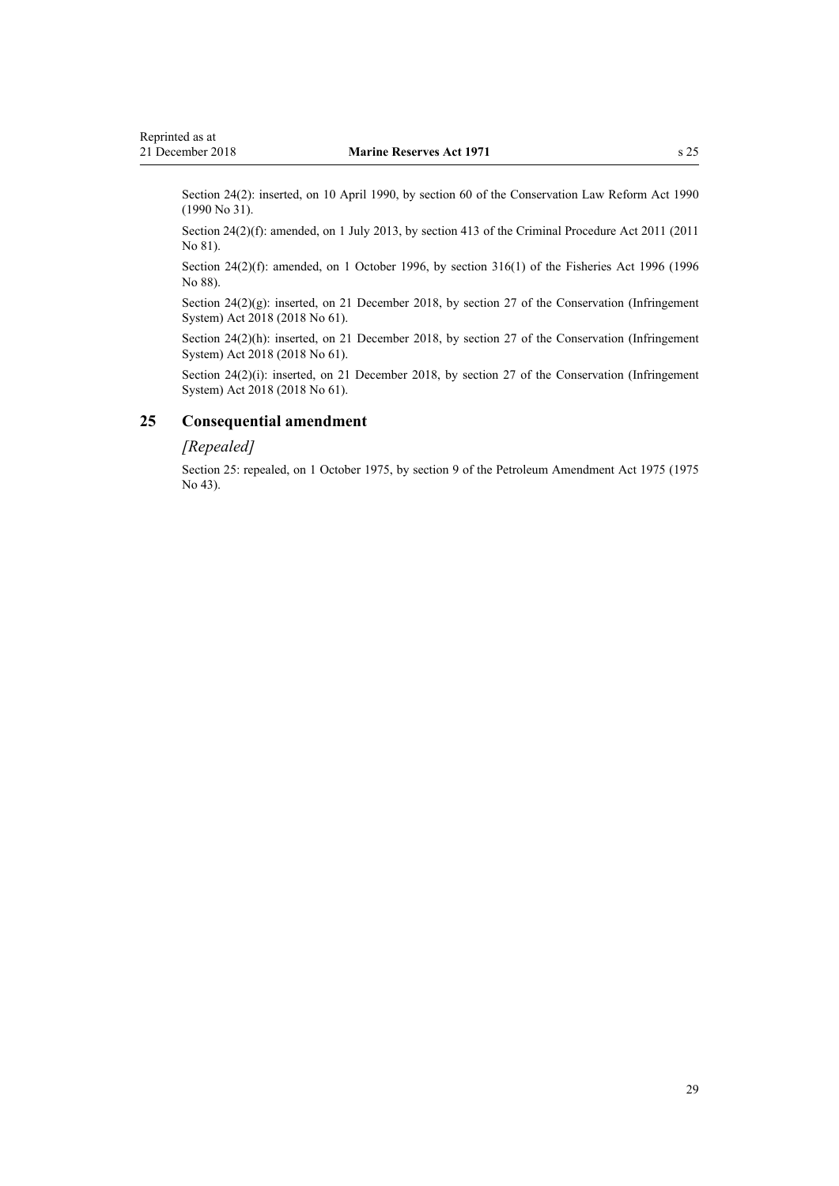Section 24(2): inserted, on 10 April 1990, by section 60 of the Conservation Law Reform Act 1990 (1990 No 31).

Section 24(2)(f): amended, on 1 July 2013, by section 413 of the Criminal Procedure Act 2011 (2011 No 81).

Section 24(2)(f): amended, on 1 October 1996, by section 316(1) of the Fisheries Act 1996 (1996 No 88).

Section 24(2)(g): inserted, on 21 December 2018, by section 27 of the Conservation (Infringement System) Act 2018 (2018 No 61).

Section 24(2)(h): inserted, on 21 December 2018, by section 27 of the Conservation (Infringement System) Act 2018 (2018 No 61).

Section 24(2)(i): inserted, on 21 December 2018, by section 27 of the Conservation (Infringement System) Act 2018 (2018 No 61).

## 25 Consequential amendment

*[Repealed]*

Section 25: repealed, on 1 October 1975, by section 9 of the Petroleum Amendment Act 1975 (1975 No 43).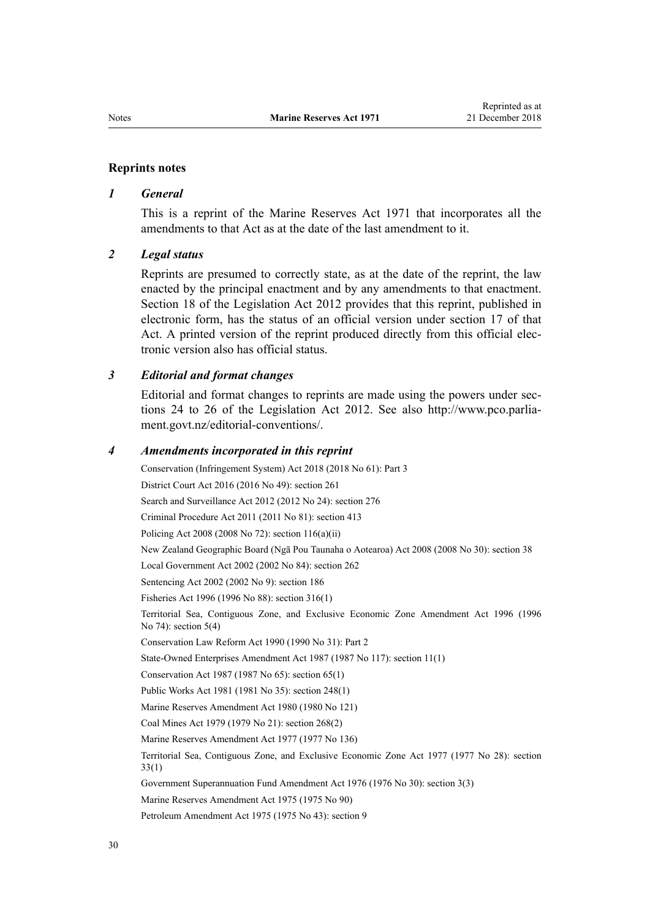## Reprints notes

### *1 General*

This is a reprint of the Marine Reserves Act 1971 that incorporates all the amendments to that Act as at the date of the last amendment to it.

### *2 Legal status*

Reprints are presumed to correctly state, as at the date of the reprint, the law enacted by the principal enactment and by any amendments to that enactment. Section 18 of the Legislation Act 2012 provides that this reprint, published in electronic form, has the status of an official version under section 17 of that Act. A printed version of the reprint produced directly from this official electronic version also has official status.

### *3 Editorial and format changes*

Editorial and format changes to reprints are made using the powers under sections 24 to 26 of the Legislation Act 2012. See also http://www.pco.parliament.govt.nz/editorial-conventions/.

### *4 Amendments incorporated in this reprint*

Conservation (Infringement System) Act 2018 (2018 No 61): Part 3

District Court Act 2016 (2016 No 49): section 261

Search and Surveillance Act 2012 (2012 No 24): section 276

Criminal Procedure Act 2011 (2011 No 81): section 413

Policing Act 2008 (2008 No 72): section 116(a)(ii)

New Zealand Geographic Board (Ngā Pou Taunaha o Aotearoa) Act 2008 (2008 No 30): section 38

Local Government Act 2002 (2002 No 84): section 262

Sentencing Act 2002 (2002 No 9): section 186

Fisheries Act 1996 (1996 No 88): section 316(1)

Territorial Sea, Contiguous Zone, and Exclusive Economic Zone Amendment Act 1996 (1996 No 74): section 5(4)

Conservation Law Reform Act 1990 (1990 No 31): Part 2

State-Owned Enterprises Amendment Act 1987 (1987 No 117): section 11(1)

Conservation Act 1987 (1987 No 65): section 65(1)

Public Works Act 1981 (1981 No 35): section 248(1)

Marine Reserves Amendment Act 1980 (1980 No 121)

Coal Mines Act 1979 (1979 No 21): section 268(2)

Marine Reserves Amendment Act 1977 (1977 No 136)

Territorial Sea, Contiguous Zone, and Exclusive Economic Zone Act 1977 (1977 No 28): section 33(1)

Government Superannuation Fund Amendment Act 1976 (1976 No 30): section 3(3)

Marine Reserves Amendment Act 1975 (1975 No 90)

Petroleum Amendment Act 1975 (1975 No 43): section 9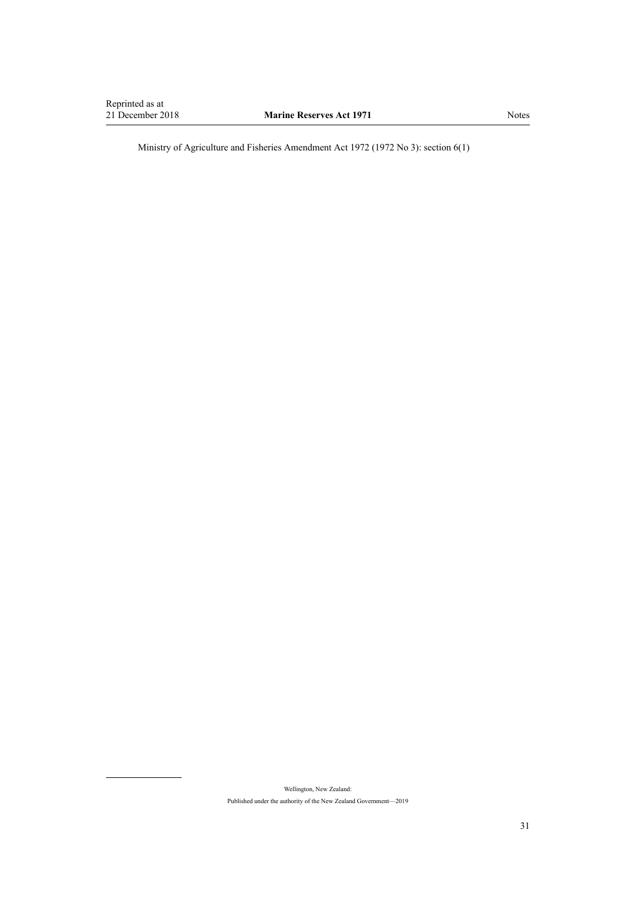Ministry of Agriculture and Fisheries Amendment Act 1972 (1972 No 3): section 6(1)

Wellington, New Zealand:

Published under the authority of the New Zealand Government—2019